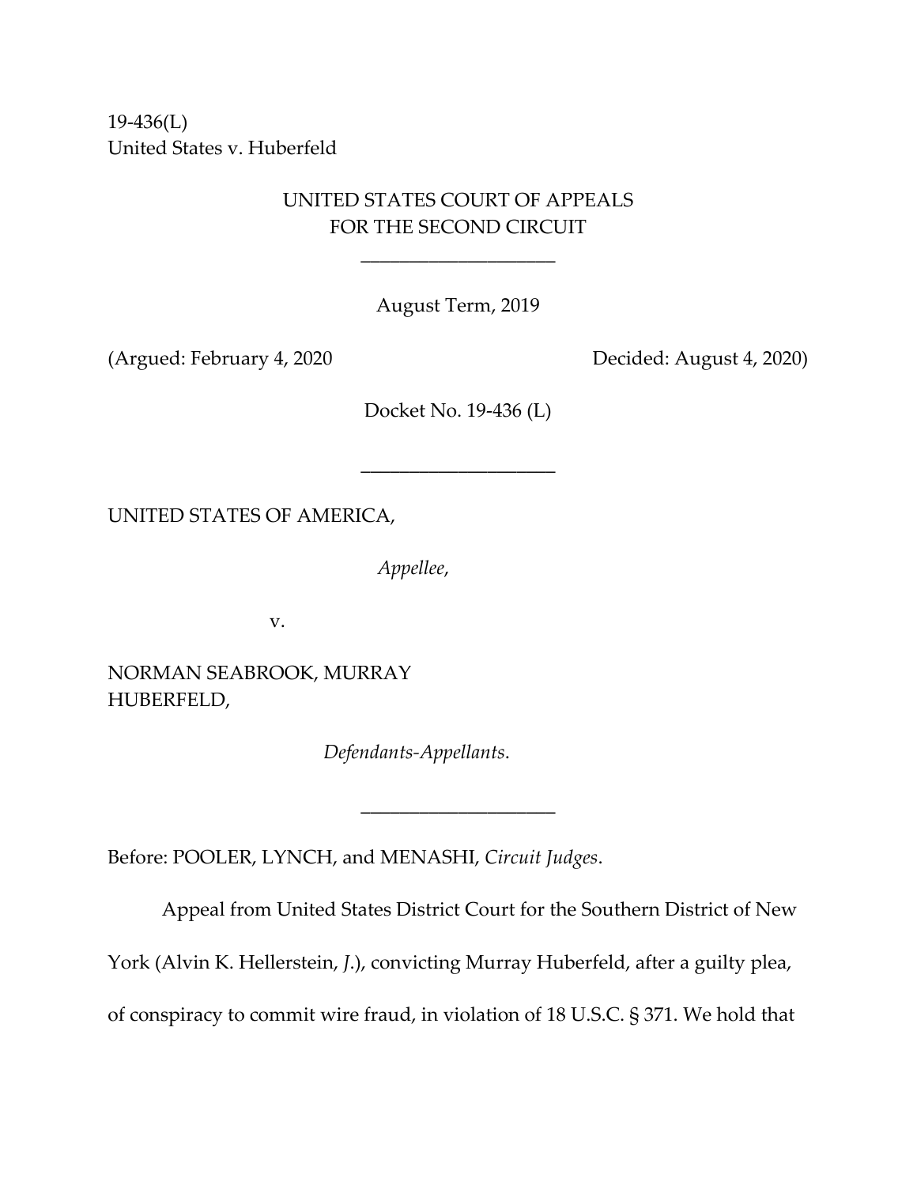19-436(L)
United States v. Huberfeld

UNITED STATES COURT OF APPEALS
FOR THE SECOND CIRCUIT

\_\_\_\_\_\_\_\_\_\_\_\_\_\_\_\_\_\_\_\_

August Term, 2019

(Argued: February 4, 2020 Decided: August 4, 2020)

Docket No. 19-436 (L)

\_\_\_\_\_\_\_\_\_\_\_\_\_\_\_\_\_\_\_\_

UNITED STATES OF AMERICA,

*Appellee*,

v.

NORMAN SEABROOK, MURRAY HUBERFELD,

*Defendants-Appellants*.

\_\_\_\_\_\_\_\_\_\_\_\_\_\_\_\_\_\_\_\_

Before: POOLER, LYNCH, and MENASHI, *Circuit Judges*.

Appeal from United States District Court for the Southern District of New York (Alvin K. Hellerstein, *J.*), convicting Murray Huberfeld, after a guilty plea, of conspiracy to commit wire fraud, in violation of 18 U.S.C. § 371. We hold that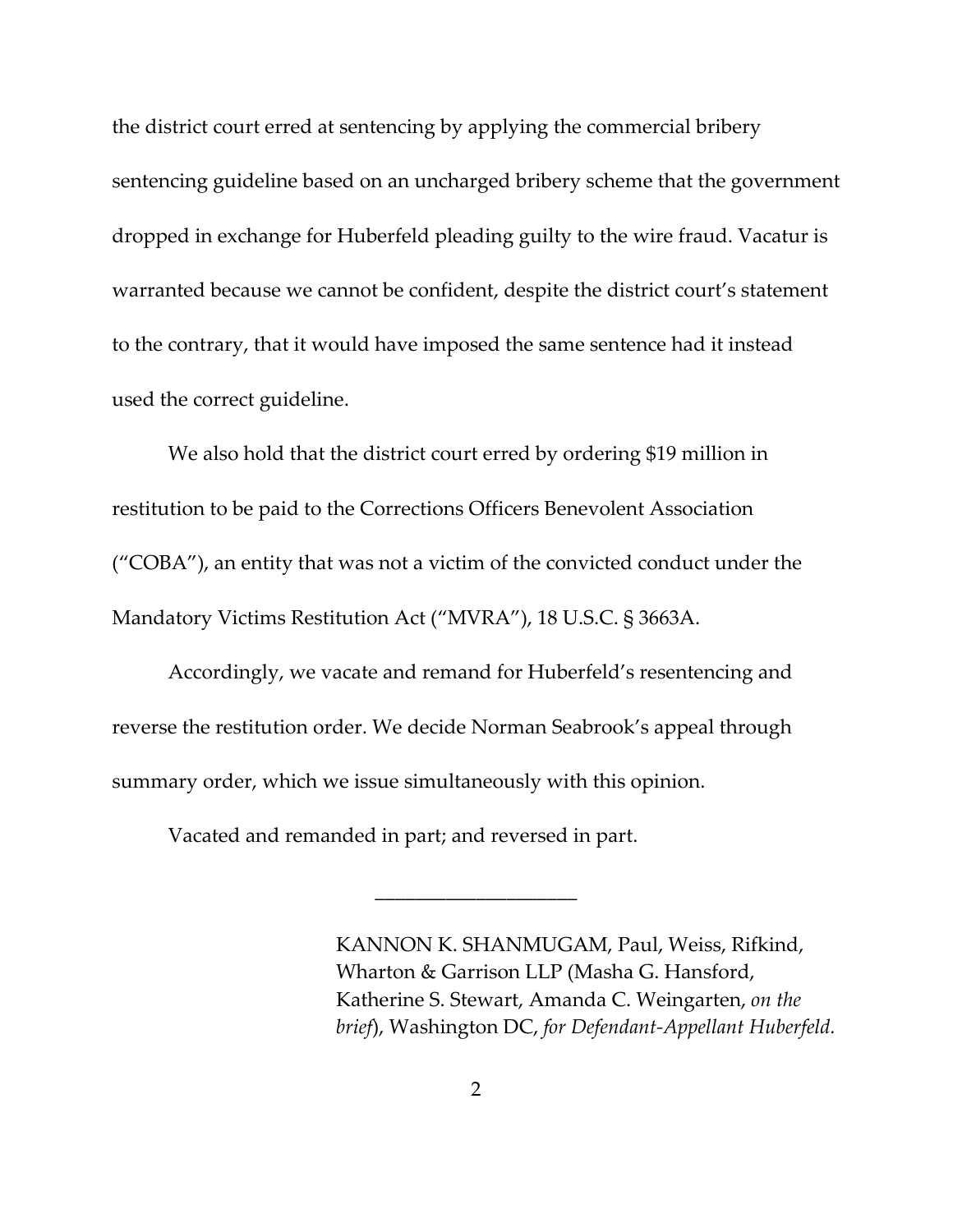the district court erred at sentencing by applying the commercial bribery sentencing guideline based on an uncharged bribery scheme that the government dropped in exchange for Huberfeld pleading guilty to the wire fraud. Vacatur is warranted because we cannot be confident, despite the district court's statement to the contrary, that it would have imposed the same sentence had it instead used the correct guideline.

We also hold that the district court erred by ordering $19 million in restitution to be paid to the Corrections Officers Benevolent Association ("COBA"), an entity that was not a victim of the convicted conduct under the Mandatory Victims Restitution Act ("MVRA"), 18 U.S.C. § 3663A.

Accordingly, we vacate and remand for Huberfeld's resentencing and reverse the restitution order. We decide Norman Seabrook's appeal through summary order, which we issue simultaneously with this opinion.

Vacated and remanded in part; and reversed in part.

---

KANNON K. SHANMUGAM, Paul, Weiss, Rifkind, Wharton & Garrison LLP (Masha G. Hansford, Katherine S. Stewart, Amanda C. Weingarten, *on the brief*), Washington DC, *for Defendant-Appellant Huberfeld.*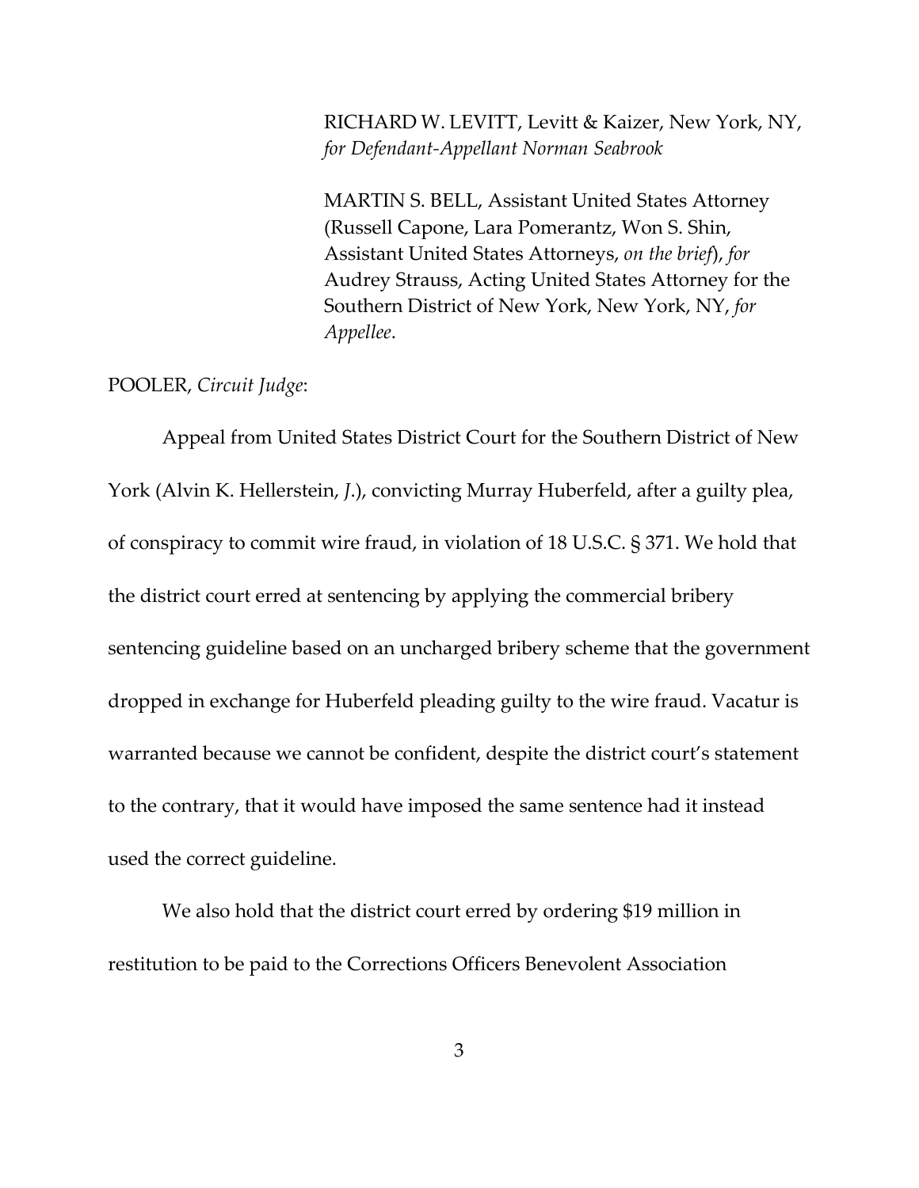RICHARD W. LEVITT, Levitt & Kaizer, New York, NY, *for Defendant-Appellant Norman Seabrook*

MARTIN S. BELL, Assistant United States Attorney (Russell Capone, Lara Pomerantz, Won S. Shin, Assistant United States Attorneys, *on the brief*), *for* Audrey Strauss, Acting United States Attorney for the Southern District of New York, New York, NY, *for Appellee*.

POOLER, *Circuit Judge*:

Appeal from United States District Court for the Southern District of New York (Alvin K. Hellerstein, *J.*), convicting Murray Huberfeld, after a guilty plea, of conspiracy to commit wire fraud, in violation of 18 U.S.C. § 371. We hold that the district court erred at sentencing by applying the commercial bribery sentencing guideline based on an uncharged bribery scheme that the government dropped in exchange for Huberfeld pleading guilty to the wire fraud. Vacatur is warranted because we cannot be confident, despite the district court's statement to the contrary, that it would have imposed the same sentence had it instead used the correct guideline.

We also hold that the district court erred by ordering $19 million in restitution to be paid to the Corrections Officers Benevolent Association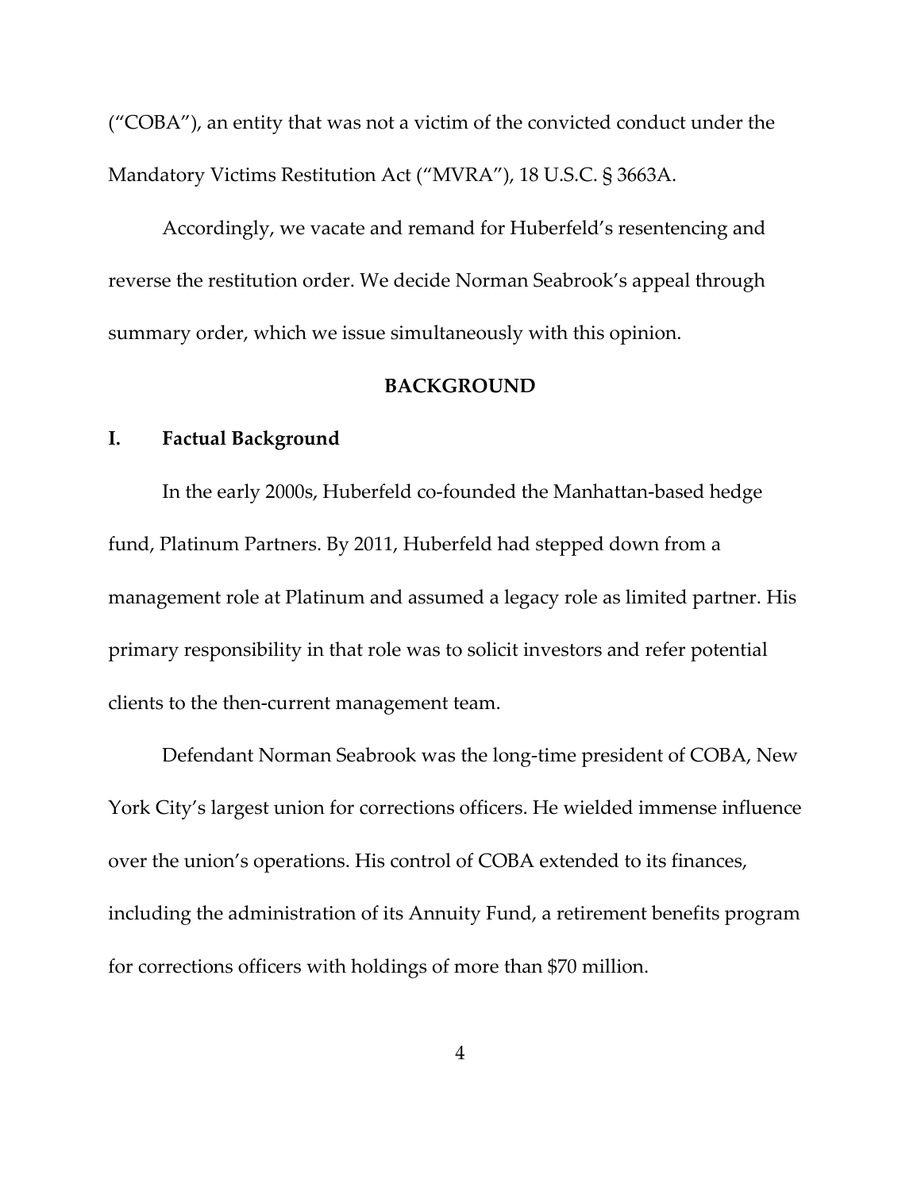("COBA"), an entity that was not a victim of the convicted conduct under the Mandatory Victims Restitution Act ("MVRA"), 18 U.S.C. § 3663A.

Accordingly, we vacate and remand for Huberfeld's resentencing and reverse the restitution order. We decide Norman Seabrook's appeal through summary order, which we issue simultaneously with this opinion.

## BACKGROUND

### I. Factual Background

In the early 2000s, Huberfeld co-founded the Manhattan-based hedge fund, Platinum Partners. By 2011, Huberfeld had stepped down from a management role at Platinum and assumed a legacy role as limited partner. His primary responsibility in that role was to solicit investors and refer potential clients to the then-current management team.

Defendant Norman Seabrook was the long-time president of COBA, New York City's largest union for corrections officers. He wielded immense influence over the union's operations. His control of COBA extended to its finances, including the administration of its Annuity Fund, a retirement benefits program for corrections officers with holdings of more than $70 million.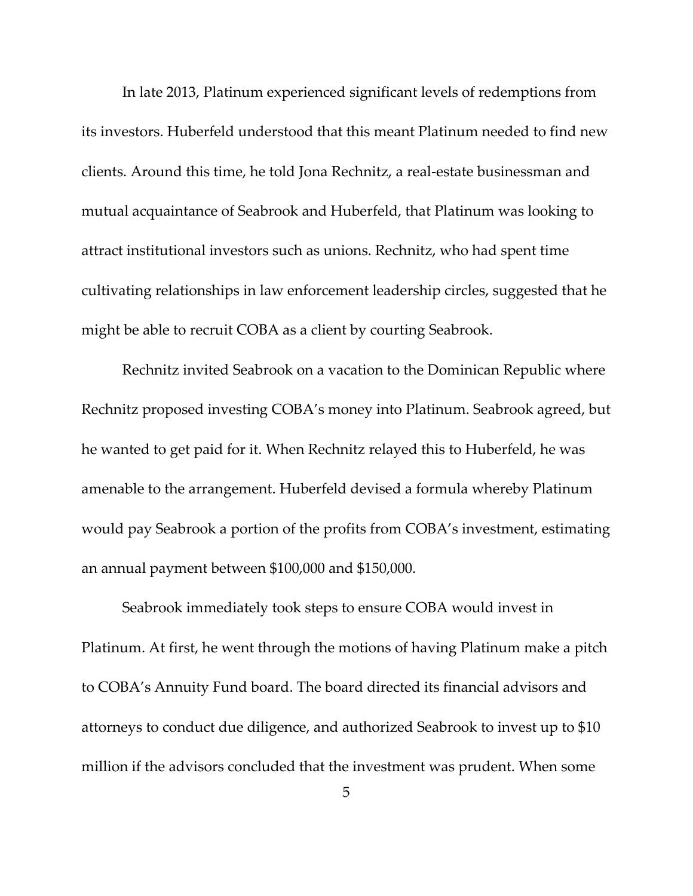In late 2013, Platinum experienced significant levels of redemptions from its investors. Huberfeld understood that this meant Platinum needed to find new clients. Around this time, he told Jona Rechnitz, a real-estate businessman and mutual acquaintance of Seabrook and Huberfeld, that Platinum was looking to attract institutional investors such as unions. Rechnitz, who had spent time cultivating relationships in law enforcement leadership circles, suggested that he might be able to recruit COBA as a client by courting Seabrook.

Rechnitz invited Seabrook on a vacation to the Dominican Republic where Rechnitz proposed investing COBA's money into Platinum. Seabrook agreed, but he wanted to get paid for it. When Rechnitz relayed this to Huberfeld, he was amenable to the arrangement. Huberfeld devised a formula whereby Platinum would pay Seabrook a portion of the profits from COBA's investment, estimating an annual payment between $100,000 and $150,000.

Seabrook immediately took steps to ensure COBA would invest in Platinum. At first, he went through the motions of having Platinum make a pitch to COBA's Annuity Fund board. The board directed its financial advisors and attorneys to conduct due diligence, and authorized Seabrook to invest up to $10 million if the advisors concluded that the investment was prudent. When some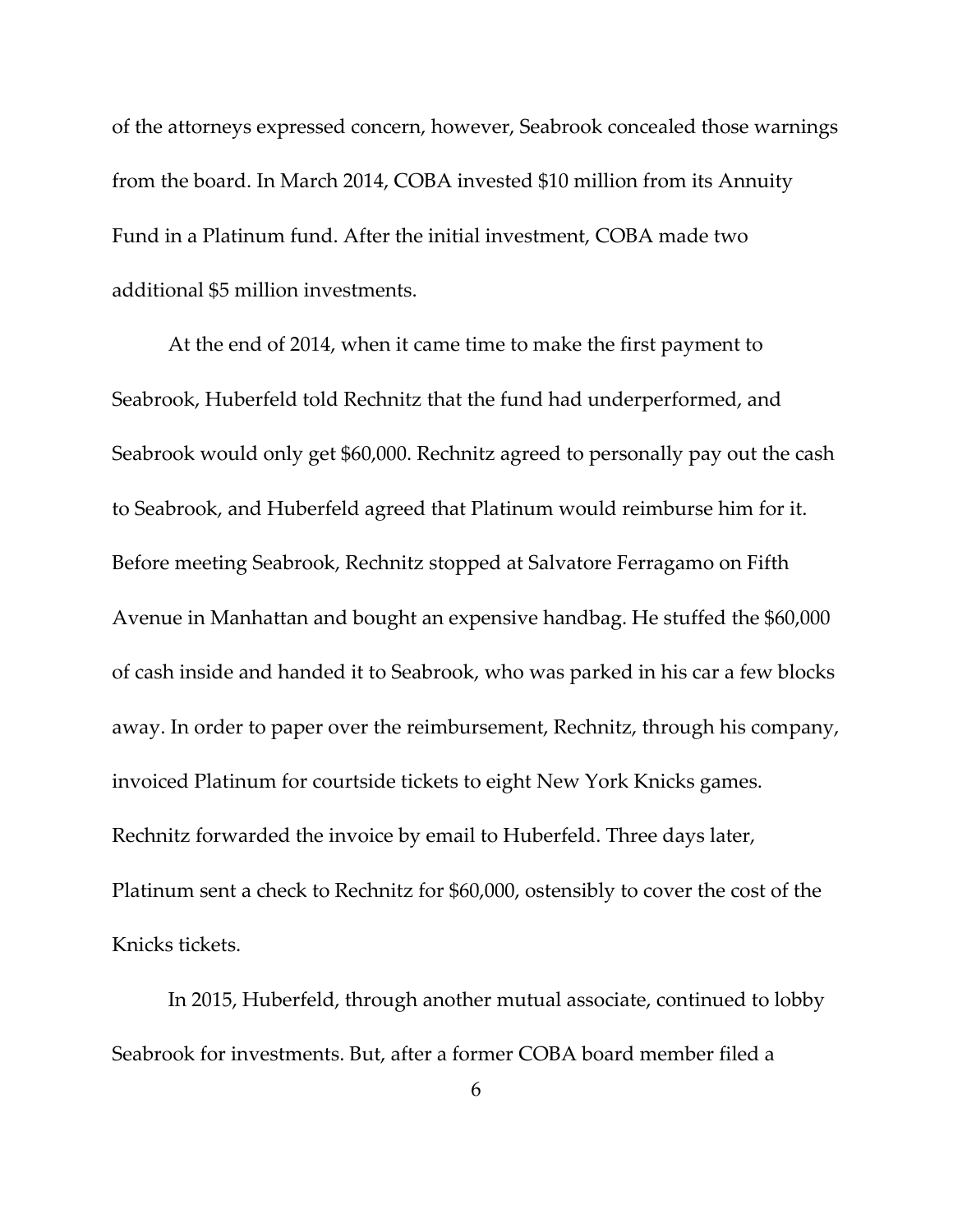of the attorneys expressed concern, however, Seabrook concealed those warnings from the board. In March 2014, COBA invested $10 million from its Annuity Fund in a Platinum fund. After the initial investment, COBA made two additional $5 million investments.

At the end of 2014, when it came time to make the first payment to Seabrook, Huberfeld told Rechnitz that the fund had underperformed, and Seabrook would only get $60,000. Rechnitz agreed to personally pay out the cash to Seabrook, and Huberfeld agreed that Platinum would reimburse him for it. Before meeting Seabrook, Rechnitz stopped at Salvatore Ferragamo on Fifth Avenue in Manhattan and bought an expensive handbag. He stuffed the $60,000 of cash inside and handed it to Seabrook, who was parked in his car a few blocks away. In order to paper over the reimbursement, Rechnitz, through his company, invoiced Platinum for courtside tickets to eight New York Knicks games. Rechnitz forwarded the invoice by email to Huberfeld. Three days later, Platinum sent a check to Rechnitz for $60,000, ostensibly to cover the cost of the Knicks tickets.

In 2015, Huberfeld, through another mutual associate, continued to lobby Seabrook for investments. But, after a former COBA board member filed a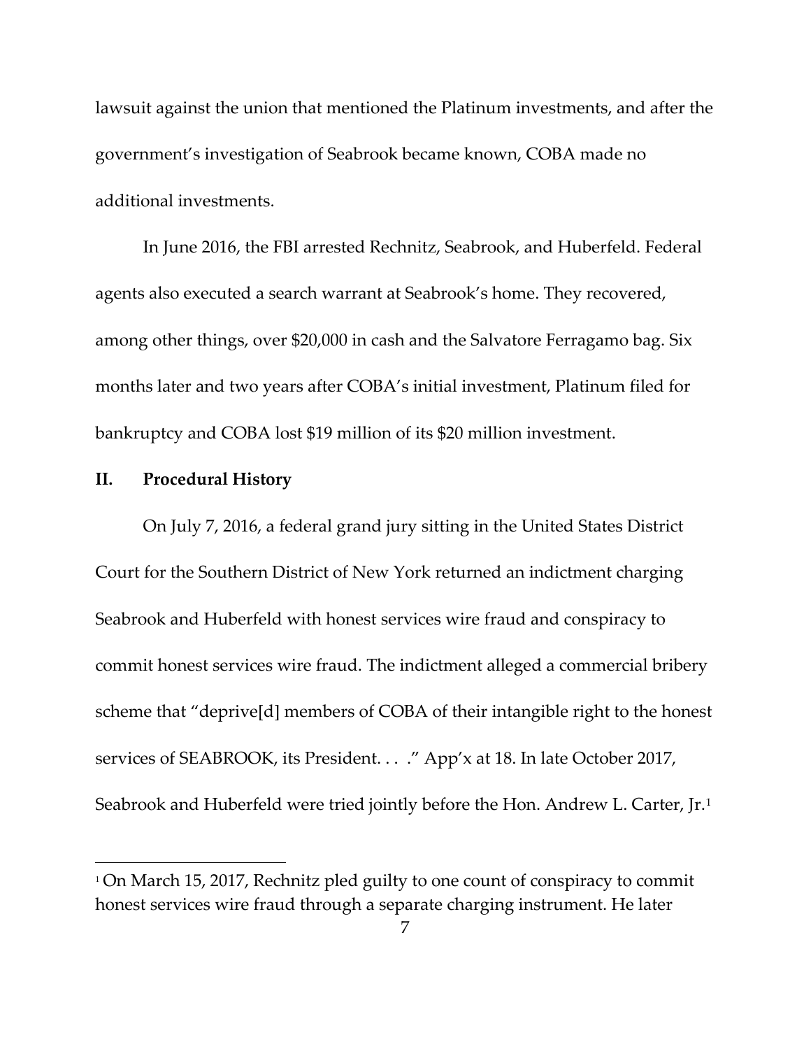lawsuit against the union that mentioned the Platinum investments, and after the government's investigation of Seabrook became known, COBA made no additional investments.

In June 2016, the FBI arrested Rechnitz, Seabrook, and Huberfeld. Federal agents also executed a search warrant at Seabrook's home. They recovered, among other things, over $20,000 in cash and the Salvatore Ferragamo bag. Six months later and two years after COBA's initial investment, Platinum filed for bankruptcy and COBA lost $19 million of its $20 million investment.

## II. Procedural History

On July 7, 2016, a federal grand jury sitting in the United States District Court for the Southern District of New York returned an indictment charging Seabrook and Huberfeld with honest services wire fraud and conspiracy to commit honest services wire fraud. The indictment alleged a commercial bribery scheme that "deprive[d] members of COBA of their intangible right to the honest services of SEABROOK, its President. . . ." App'x at 18. In late October 2017, Seabrook and Huberfeld were tried jointly before the Hon. Andrew L. Carter, Jr.[1]

[1] On March 15, 2017, Rechnitz pled guilty to one count of conspiracy to commit honest services wire fraud through a separate charging instrument. He later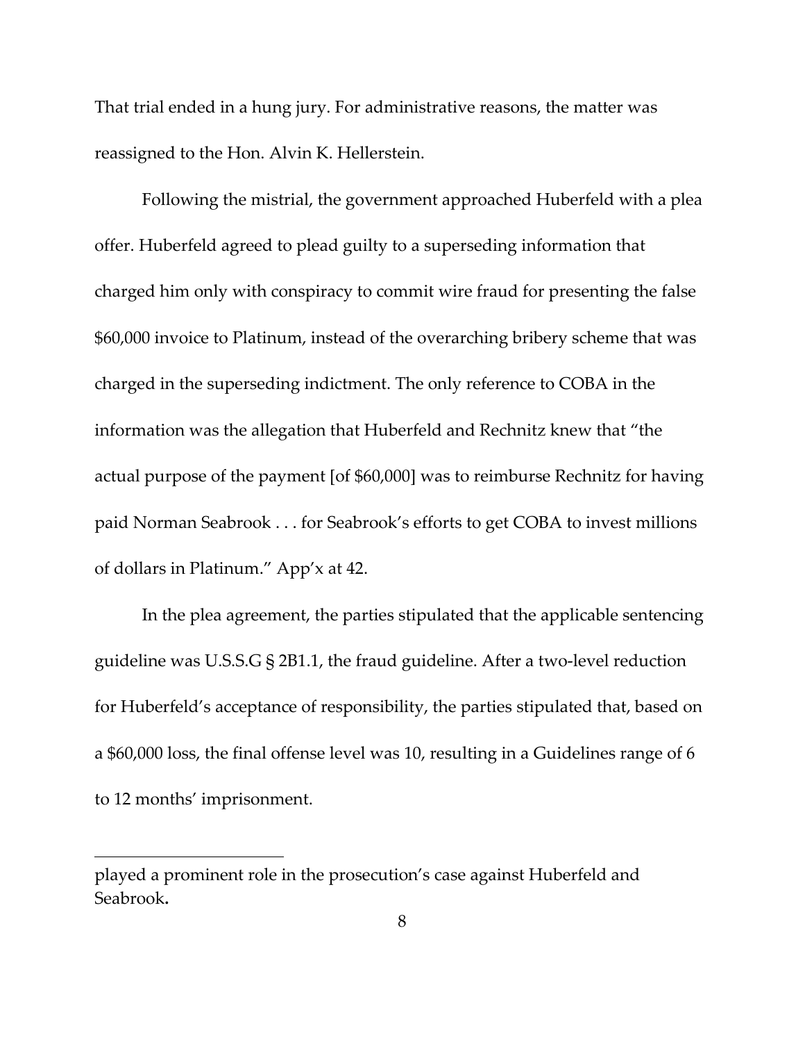That trial ended in a hung jury. For administrative reasons, the matter was reassigned to the Hon. Alvin K. Hellerstein.

Following the mistrial, the government approached Huberfeld with a plea offer. Huberfeld agreed to plead guilty to a superseding information that charged him only with conspiracy to commit wire fraud for presenting the false $60,000 invoice to Platinum, instead of the overarching bribery scheme that was charged in the superseding indictment. The only reference to COBA in the information was the allegation that Huberfeld and Rechnitz knew that "the actual purpose of the payment [of $60,000] was to reimburse Rechnitz for having paid Norman Seabrook . . . for Seabrook's efforts to get COBA to invest millions of dollars in Platinum." App'x at 42.

In the plea agreement, the parties stipulated that the applicable sentencing guideline was U.S.S.G § 2B1.1, the fraud guideline. After a two-level reduction for Huberfeld's acceptance of responsibility, the parties stipulated that, based on a $60,000 loss, the final offense level was 10, resulting in a Guidelines range of 6 to 12 months' imprisonment.

---

played a prominent role in the prosecution's case against Huberfeld and Seabrook**.**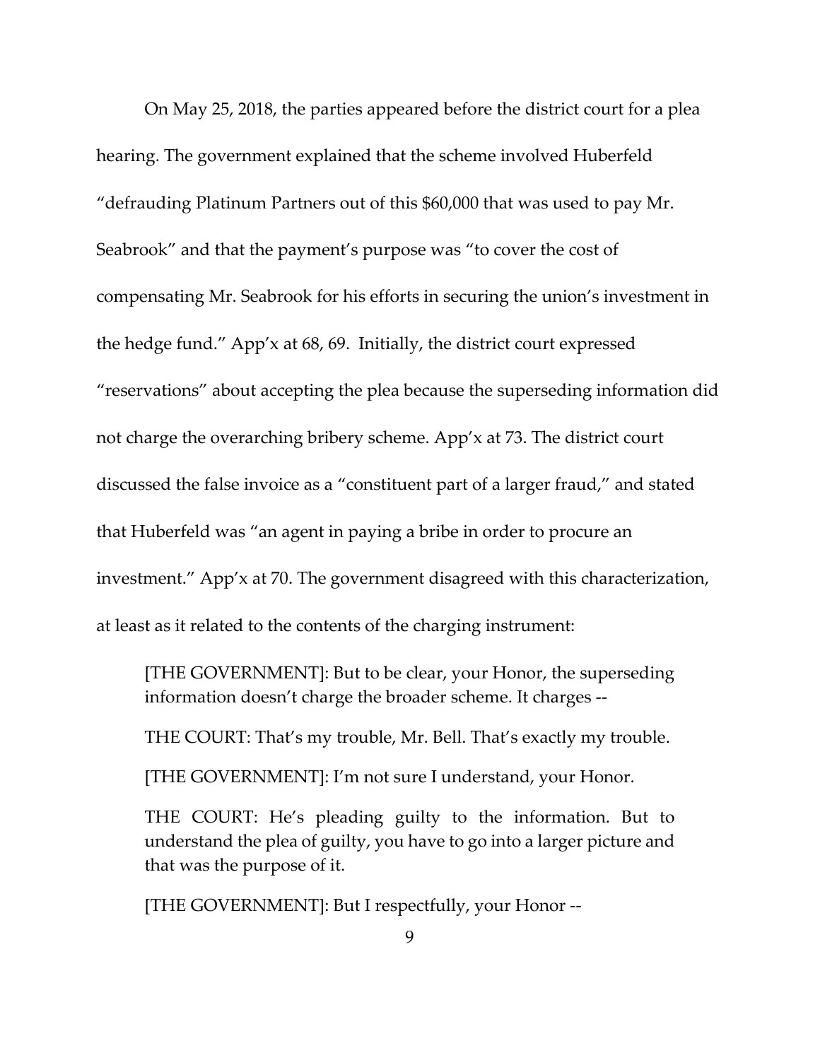On May 25, 2018, the parties appeared before the district court for a plea hearing. The government explained that the scheme involved Huberfeld "defrauding Platinum Partners out of this $60,000 that was used to pay Mr. Seabrook" and that the payment's purpose was "to cover the cost of compensating Mr. Seabrook for his efforts in securing the union's investment in the hedge fund." App'x at 68, 69. Initially, the district court expressed "reservations" about accepting the plea because the superseding information did not charge the overarching bribery scheme. App'x at 73. The district court discussed the false invoice as a "constituent part of a larger fraud," and stated that Huberfeld was "an agent in paying a bribe in order to procure an investment." App'x at 70. The government disagreed with this characterization, at least as it related to the contents of the charging instrument:

> [THE GOVERNMENT]: But to be clear, your Honor, the superseding information doesn't charge the broader scheme. It charges --
>
> THE COURT: That's my trouble, Mr. Bell. That's exactly my trouble.
>
> [THE GOVERNMENT]: I'm not sure I understand, your Honor.
>
> THE COURT: He's pleading guilty to the information. But to understand the plea of guilty, you have to go into a larger picture and that was the purpose of it.
>
> [THE GOVERNMENT]: But I respectfully, your Honor --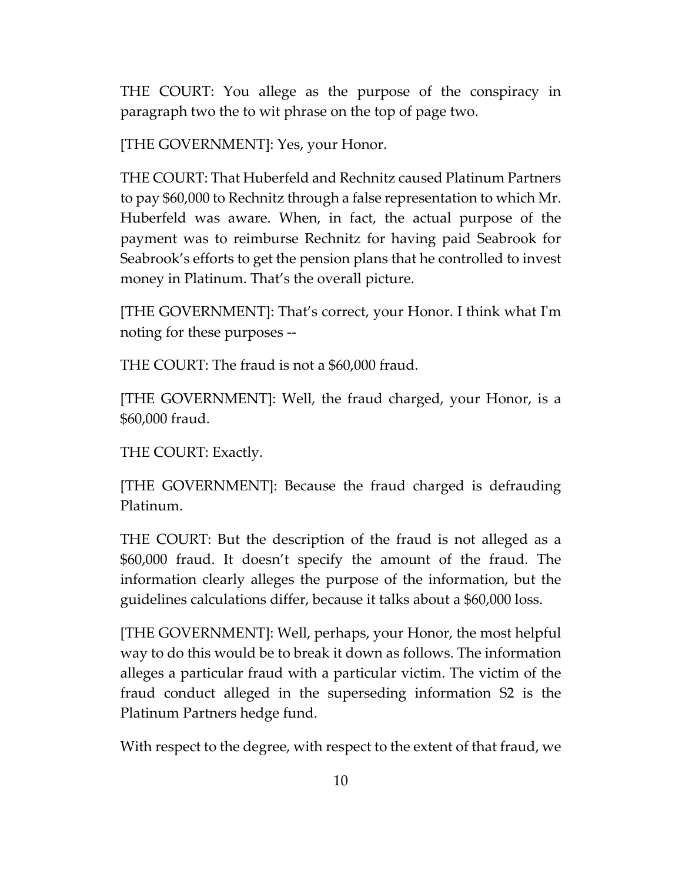THE COURT: You allege as the purpose of the conspiracy in paragraph two the to wit phrase on the top of page two.

[THE GOVERNMENT]: Yes, your Honor.

THE COURT: That Huberfeld and Rechnitz caused Platinum Partners to pay $60,000 to Rechnitz through a false representation to which Mr. Huberfeld was aware. When, in fact, the actual purpose of the payment was to reimburse Rechnitz for having paid Seabrook for Seabrook's efforts to get the pension plans that he controlled to invest money in Platinum. That's the overall picture.

[THE GOVERNMENT]: That's correct, your Honor. I think what I'm noting for these purposes --

THE COURT: The fraud is not a $60,000 fraud.

[THE GOVERNMENT]: Well, the fraud charged, your Honor, is a $60,000 fraud.

THE COURT: Exactly.

[THE GOVERNMENT]: Because the fraud charged is defrauding Platinum.

THE COURT: But the description of the fraud is not alleged as a $60,000 fraud. It doesn't specify the amount of the fraud. The information clearly alleges the purpose of the information, but the guidelines calculations differ, because it talks about a $60,000 loss.

[THE GOVERNMENT]: Well, perhaps, your Honor, the most helpful way to do this would be to break it down as follows. The information alleges a particular fraud with a particular victim. The victim of the fraud conduct alleged in the superseding information S2 is the Platinum Partners hedge fund.

With respect to the degree, with respect to the extent of that fraud, we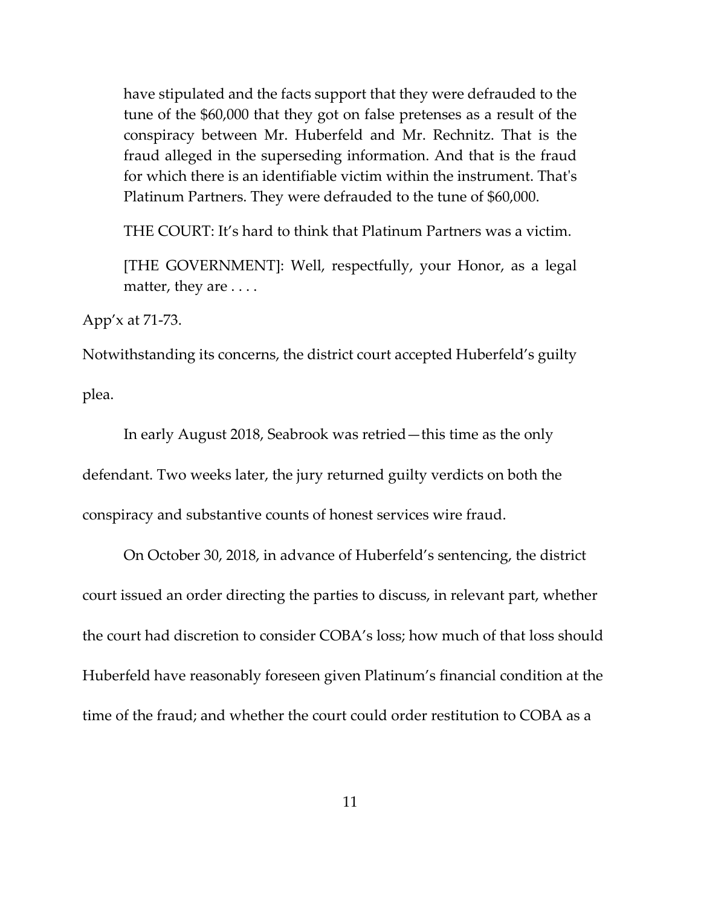> have stipulated and the facts support that they were defrauded to the tune of the $60,000 that they got on false pretenses as a result of the conspiracy between Mr. Huberfeld and Mr. Rechnitz. That is the fraud alleged in the superseding information. And that is the fraud for which there is an identifiable victim within the instrument. That's Platinum Partners. They were defrauded to the tune of $60,000.
>
> THE COURT: It's hard to think that Platinum Partners was a victim.
>
> [THE GOVERNMENT]: Well, respectfully, your Honor, as a legal matter, they are . . . .

App'x at 71-73.

Notwithstanding its concerns, the district court accepted Huberfeld's guilty plea.

In early August 2018, Seabrook was retried—this time as the only defendant. Two weeks later, the jury returned guilty verdicts on both the conspiracy and substantive counts of honest services wire fraud.

On October 30, 2018, in advance of Huberfeld's sentencing, the district court issued an order directing the parties to discuss, in relevant part, whether the court had discretion to consider COBA's loss; how much of that loss should Huberfeld have reasonably foreseen given Platinum's financial condition at the time of the fraud; and whether the court could order restitution to COBA as a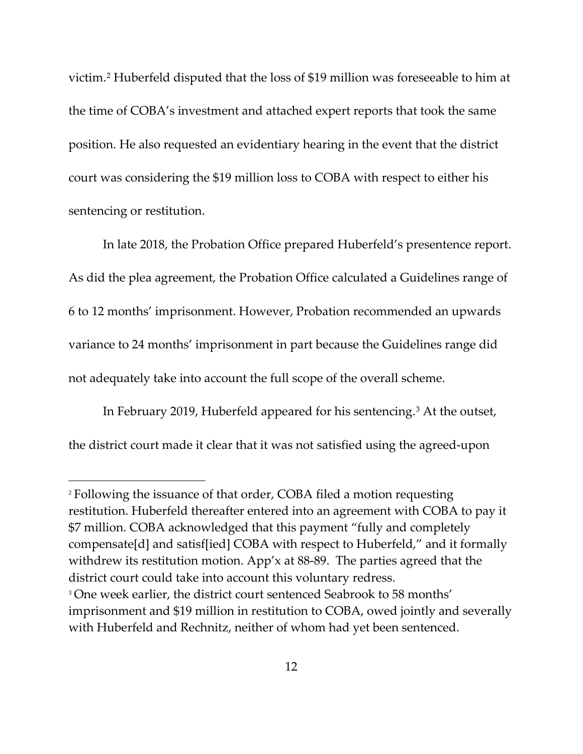victim.[2] Huberfeld disputed that the loss of $19 million was foreseeable to him at the time of COBA's investment and attached expert reports that took the same position. He also requested an evidentiary hearing in the event that the district court was considering the $19 million loss to COBA with respect to either his sentencing or restitution.

In late 2018, the Probation Office prepared Huberfeld's presentence report. As did the plea agreement, the Probation Office calculated a Guidelines range of 6 to 12 months' imprisonment. However, Probation recommended an upwards variance to 24 months' imprisonment in part because the Guidelines range did not adequately take into account the full scope of the overall scheme.

In February 2019, Huberfeld appeared for his sentencing.[3] At the outset, the district court made it clear that it was not satisfied using the agreed-upon

---

[2] Following the issuance of that order, COBA filed a motion requesting restitution. Huberfeld thereafter entered into an agreement with COBA to pay it $7 million. COBA acknowledged that this payment "fully and completely compensate[d] and satisf[ied] COBA with respect to Huberfeld," and it formally withdrew its restitution motion. App'x at 88-89. The parties agreed that the district court could take into account this voluntary redress.

[3] One week earlier, the district court sentenced Seabrook to 58 months' imprisonment and $19 million in restitution to COBA, owed jointly and severally with Huberfeld and Rechnitz, neither of whom had yet been sentenced.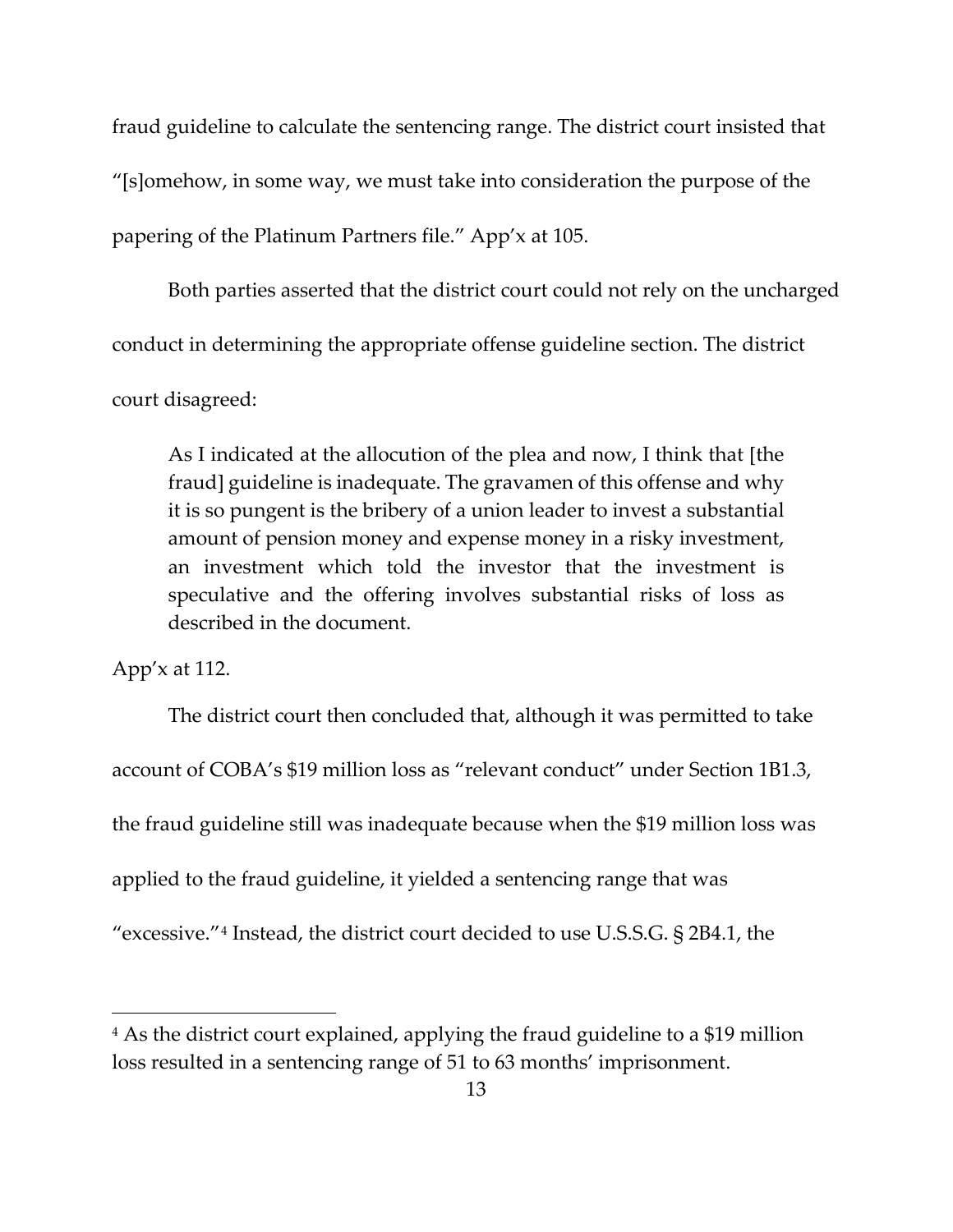fraud guideline to calculate the sentencing range. The district court insisted that "[s]omehow, in some way, we must take into consideration the purpose of the papering of the Platinum Partners file." App'x at 105.

Both parties asserted that the district court could not rely on the uncharged conduct in determining the appropriate offense guideline section. The district court disagreed:

> As I indicated at the allocution of the plea and now, I think that [the fraud] guideline is inadequate. The gravamen of this offense and why it is so pungent is the bribery of a union leader to invest a substantial amount of pension money and expense money in a risky investment, an investment which told the investor that the investment is speculative and the offering involves substantial risks of loss as described in the document.

App'x at 112.

The district court then concluded that, although it was permitted to take account of COBA's $19 million loss as "relevant conduct" under Section 1B1.3, the fraud guideline still was inadequate because when the $19 million loss was applied to the fraud guideline, it yielded a sentencing range that was "excessive."[4] Instead, the district court decided to use U.S.S.G. § 2B4.1, the

---

[4] As the district court explained, applying the fraud guideline to a $19 million loss resulted in a sentencing range of 51 to 63 months' imprisonment.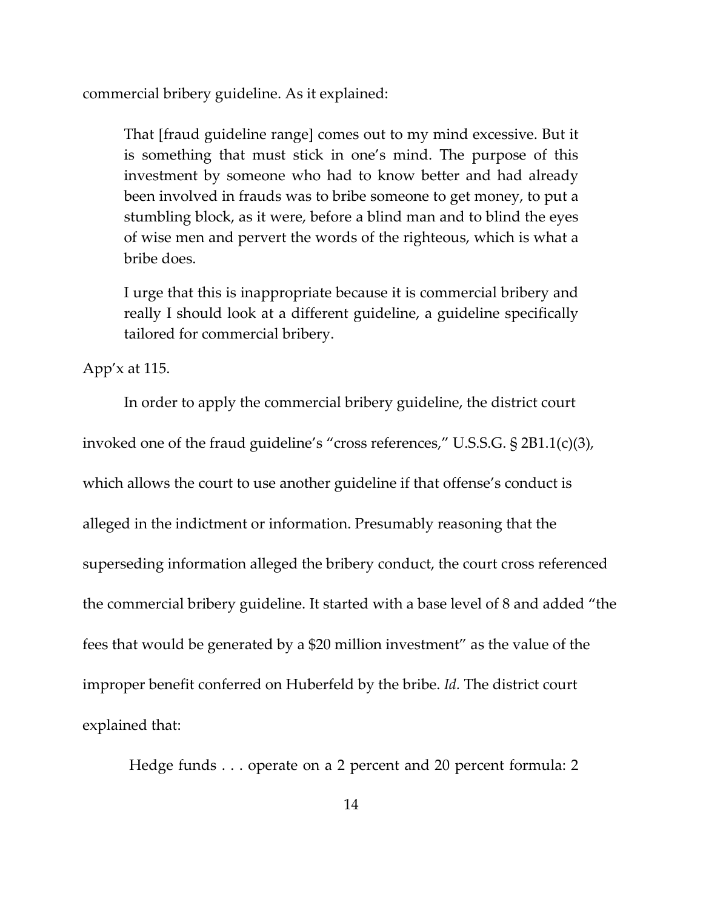commercial bribery guideline. As it explained:

> That [fraud guideline range] comes out to my mind excessive. But it is something that must stick in one's mind. The purpose of this investment by someone who had to know better and had already been involved in frauds was to bribe someone to get money, to put a stumbling block, as it were, before a blind man and to blind the eyes of wise men and pervert the words of the righteous, which is what a bribe does.
>
> I urge that this is inappropriate because it is commercial bribery and really I should look at a different guideline, a guideline specifically tailored for commercial bribery.

App'x at 115.

In order to apply the commercial bribery guideline, the district court invoked one of the fraud guideline's "cross references," U.S.S.G. § 2B1.1(c)(3), which allows the court to use another guideline if that offense's conduct is alleged in the indictment or information. Presumably reasoning that the superseding information alleged the bribery conduct, the court cross referenced the commercial bribery guideline. It started with a base level of 8 and added "the fees that would be generated by a $20 million investment" as the value of the improper benefit conferred on Huberfeld by the bribe. *Id.* The district court explained that:

> Hedge funds . . . operate on a 2 percent and 20 percent formula: 2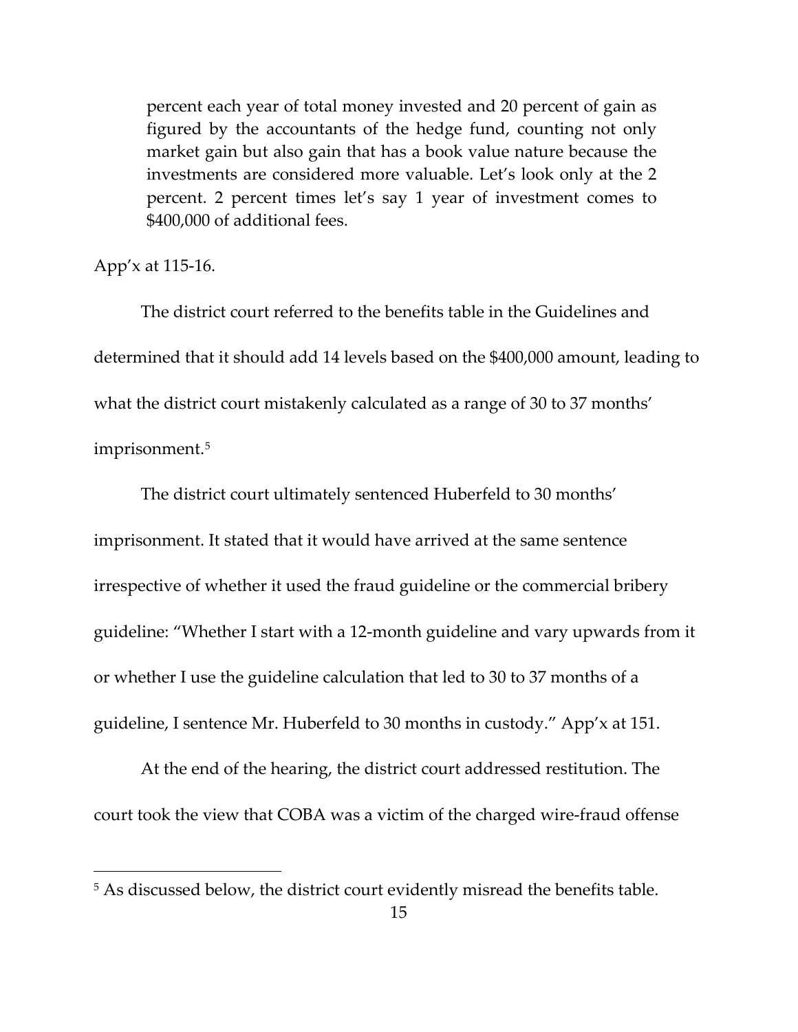> percent each year of total money invested and 20 percent of gain as figured by the accountants of the hedge fund, counting not only market gain but also gain that has a book value nature because the investments are considered more valuable. Let's look only at the 2 percent. 2 percent times let's say 1 year of investment comes to $400,000 of additional fees.

App'x at 115-16.

The district court referred to the benefits table in the Guidelines and determined that it should add 14 levels based on the $400,000 amount, leading to what the district court mistakenly calculated as a range of 30 to 37 months' imprisonment.[5]

The district court ultimately sentenced Huberfeld to 30 months' imprisonment. It stated that it would have arrived at the same sentence irrespective of whether it used the fraud guideline or the commercial bribery guideline: "Whether I start with a 12-month guideline and vary upwards from it or whether I use the guideline calculation that led to 30 to 37 months of a guideline, I sentence Mr. Huberfeld to 30 months in custody." App'x at 151.

At the end of the hearing, the district court addressed restitution. The court took the view that COBA was a victim of the charged wire-fraud offense

---

[5] As discussed below, the district court evidently misread the benefits table.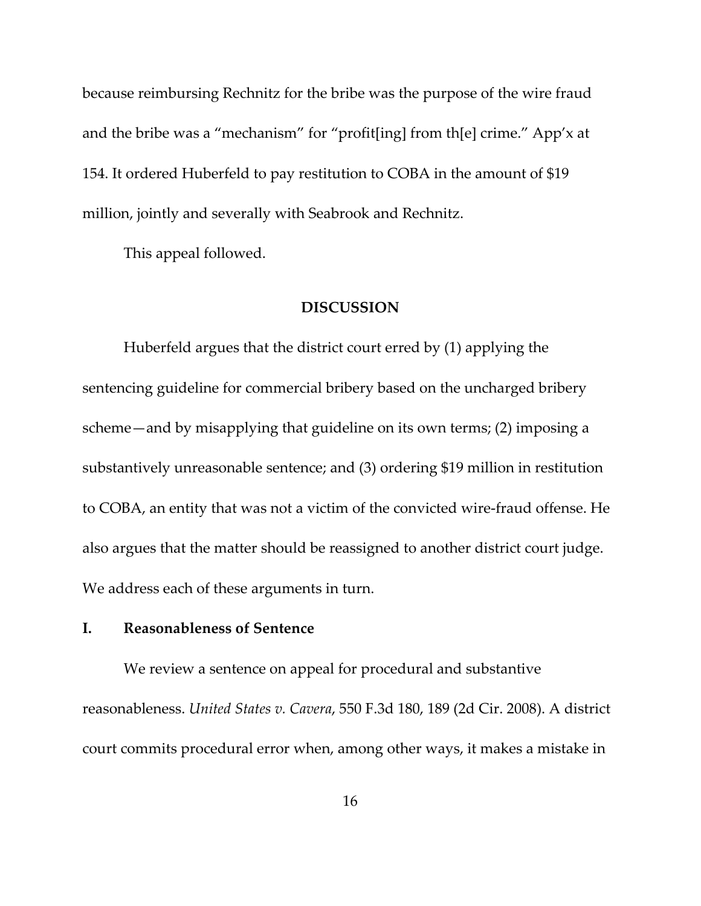because reimbursing Rechnitz for the bribe was the purpose of the wire fraud and the bribe was a "mechanism" for "profit[ing] from th[e] crime." App'x at 154. It ordered Huberfeld to pay restitution to COBA in the amount of $19 million, jointly and severally with Seabrook and Rechnitz.

This appeal followed.

## DISCUSSION

Huberfeld argues that the district court erred by (1) applying the sentencing guideline for commercial bribery based on the uncharged bribery scheme—and by misapplying that guideline on its own terms; (2) imposing a substantively unreasonable sentence; and (3) ordering $19 million in restitution to COBA, an entity that was not a victim of the convicted wire-fraud offense. He also argues that the matter should be reassigned to another district court judge. We address each of these arguments in turn.

### I. Reasonableness of Sentence

We review a sentence on appeal for procedural and substantive reasonableness. *United States v. Cavera*, 550 F.3d 180, 189 (2d Cir. 2008). A district court commits procedural error when, among other ways, it makes a mistake in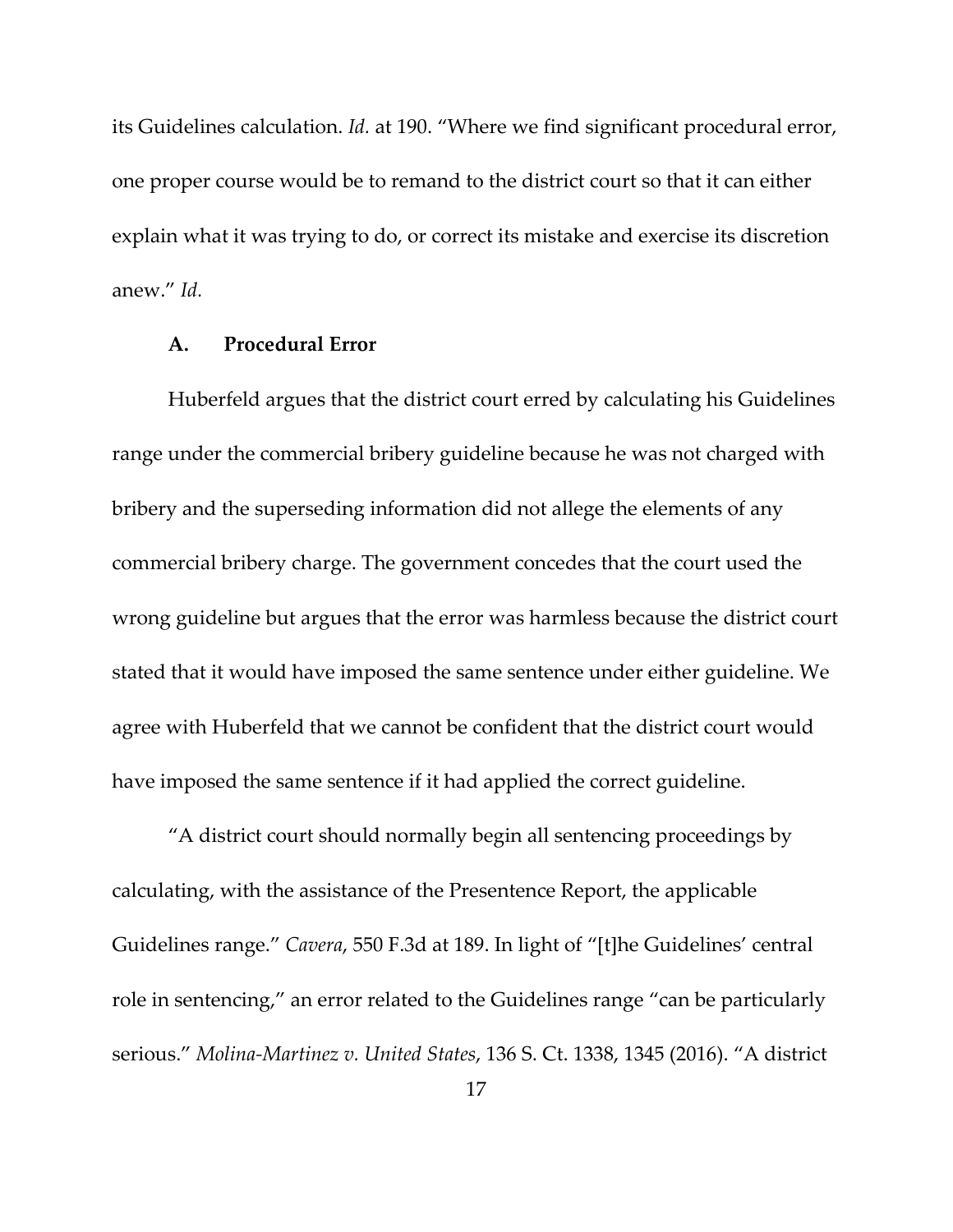its Guidelines calculation. *Id.* at 190. "Where we find significant procedural error, one proper course would be to remand to the district court so that it can either explain what it was trying to do, or correct its mistake and exercise its discretion anew." *Id.*

### A. Procedural Error

Huberfeld argues that the district court erred by calculating his Guidelines range under the commercial bribery guideline because he was not charged with bribery and the superseding information did not allege the elements of any commercial bribery charge. The government concedes that the court used the wrong guideline but argues that the error was harmless because the district court stated that it would have imposed the same sentence under either guideline. We agree with Huberfeld that we cannot be confident that the district court would have imposed the same sentence if it had applied the correct guideline.

"A district court should normally begin all sentencing proceedings by calculating, with the assistance of the Presentence Report, the applicable Guidelines range." *Cavera*, 550 F.3d at 189. In light of "[t]he Guidelines' central role in sentencing," an error related to the Guidelines range "can be particularly serious." *Molina-Martinez v. United States*, 136 S. Ct. 1338, 1345 (2016). "A district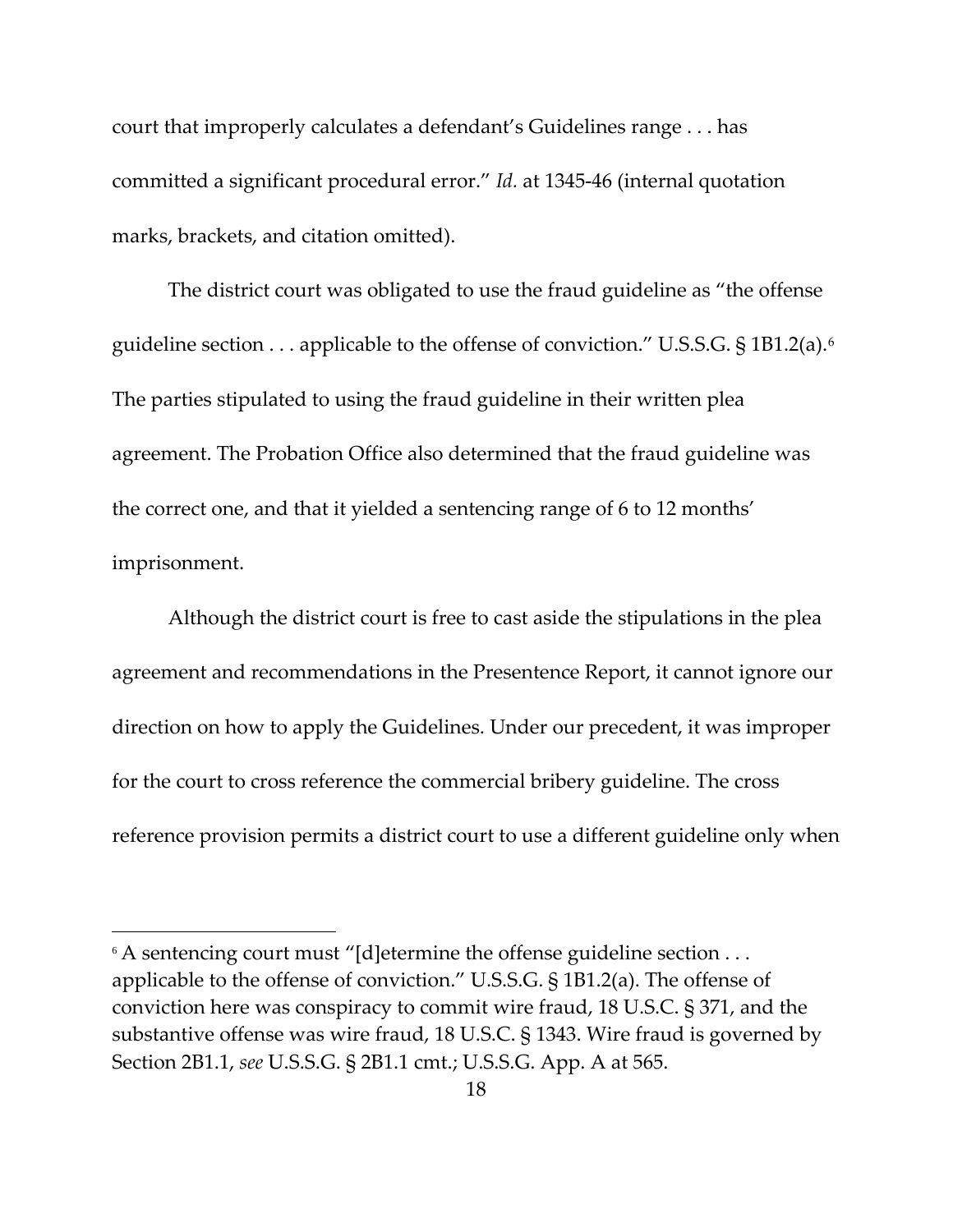court that improperly calculates a defendant's Guidelines range . . . has committed a significant procedural error." *Id.* at 1345-46 (internal quotation marks, brackets, and citation omitted).

The district court was obligated to use the fraud guideline as "the offense guideline section . . . applicable to the offense of conviction." U.S.S.G. § 1B1.2(a).[6] The parties stipulated to using the fraud guideline in their written plea agreement. The Probation Office also determined that the fraud guideline was the correct one, and that it yielded a sentencing range of 6 to 12 months' imprisonment.

Although the district court is free to cast aside the stipulations in the plea agreement and recommendations in the Presentence Report, it cannot ignore our direction on how to apply the Guidelines. Under our precedent, it was improper for the court to cross reference the commercial bribery guideline. The cross reference provision permits a district court to use a different guideline only when

---

[6] A sentencing court must "[d]etermine the offense guideline section . . . applicable to the offense of conviction." U.S.S.G. § 1B1.2(a). The offense of conviction here was conspiracy to commit wire fraud, 18 U.S.C. § 371, and the substantive offense was wire fraud, 18 U.S.C. § 1343. Wire fraud is governed by Section 2B1.1, *see* U.S.S.G. § 2B1.1 cmt.; U.S.S.G. App. A at 565.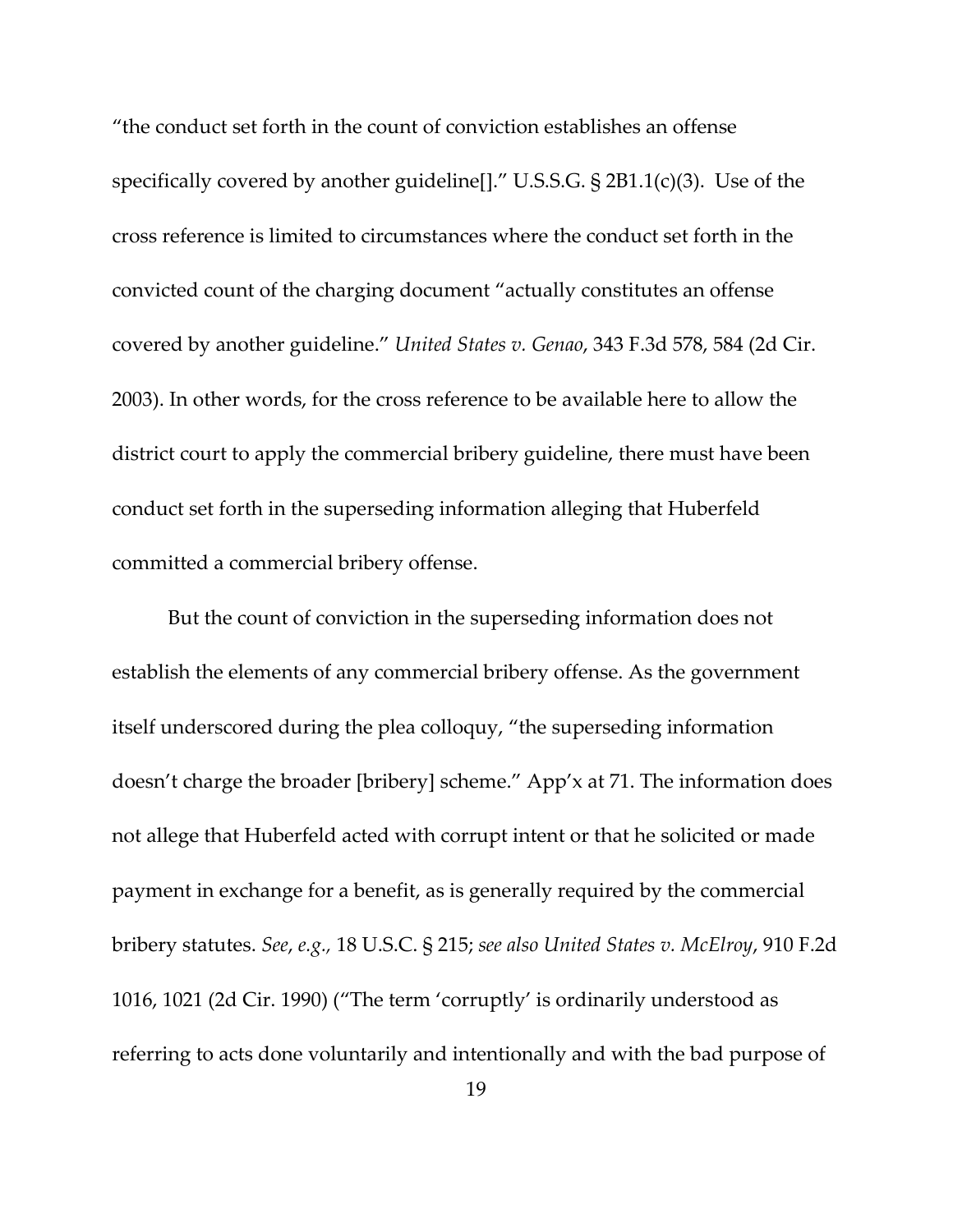"the conduct set forth in the count of conviction establishes an offense specifically covered by another guideline[]." U.S.S.G. § 2B1.1(c)(3). Use of the cross reference is limited to circumstances where the conduct set forth in the convicted count of the charging document "actually constitutes an offense covered by another guideline." *United States v. Genao*, 343 F.3d 578, 584 (2d Cir. 2003). In other words, for the cross reference to be available here to allow the district court to apply the commercial bribery guideline, there must have been conduct set forth in the superseding information alleging that Huberfeld committed a commercial bribery offense.

But the count of conviction in the superseding information does not establish the elements of any commercial bribery offense. As the government itself underscored during the plea colloquy, "the superseding information doesn't charge the broader [bribery] scheme." App'x at 71. The information does not allege that Huberfeld acted with corrupt intent or that he solicited or made payment in exchange for a benefit, as is generally required by the commercial bribery statutes. *See*, *e.g.,* 18 U.S.C. § 215; *see also United States v. McElroy*, 910 F.2d 1016, 1021 (2d Cir. 1990) ("The term 'corruptly' is ordinarily understood as referring to acts done voluntarily and intentionally and with the bad purpose of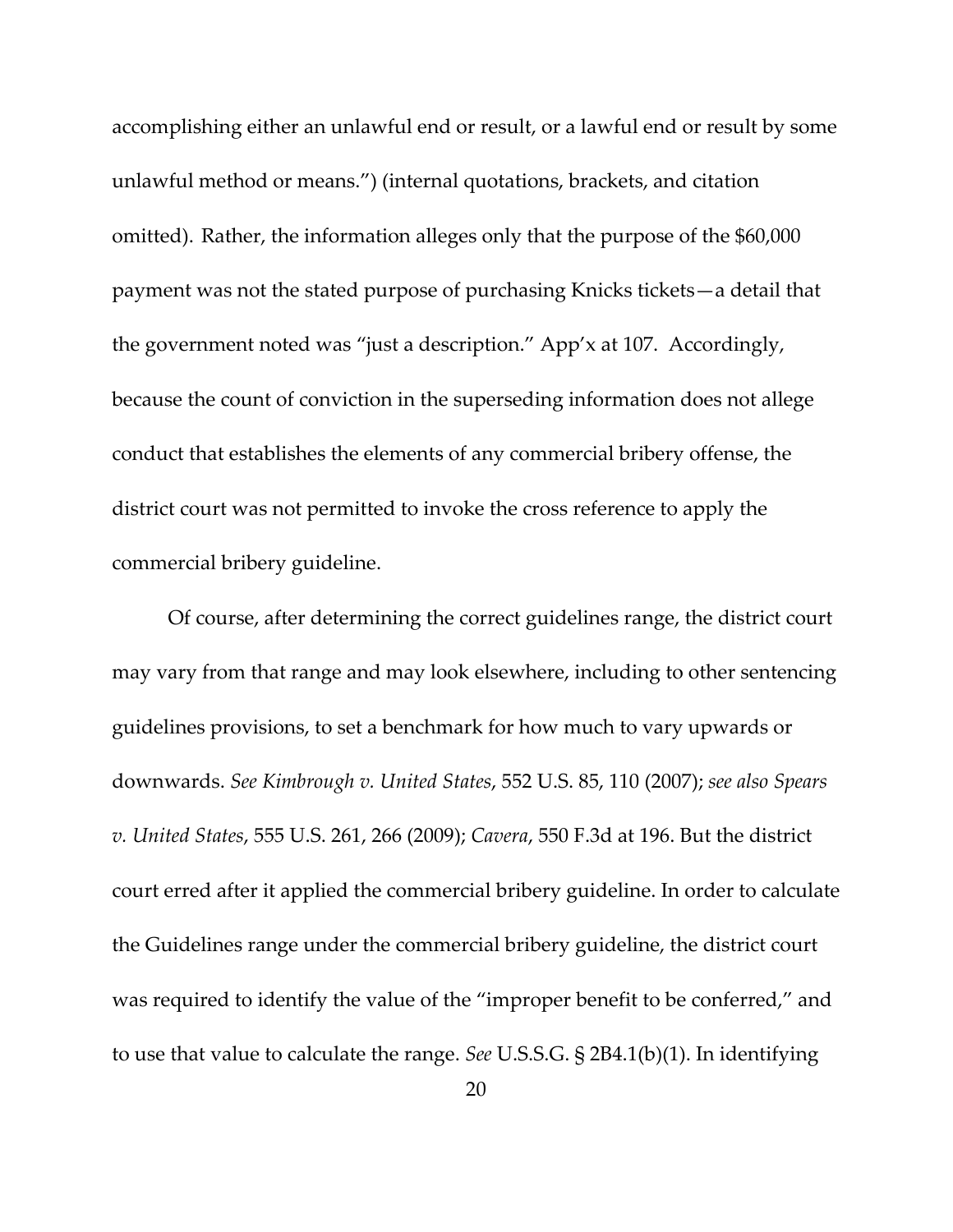accomplishing either an unlawful end or result, or a lawful end or result by some unlawful method or means.") (internal quotations, brackets, and citation omitted). Rather, the information alleges only that the purpose of the $60,000 payment was not the stated purpose of purchasing Knicks tickets—a detail that the government noted was "just a description." App'x at 107. Accordingly, because the count of conviction in the superseding information does not allege conduct that establishes the elements of any commercial bribery offense, the district court was not permitted to invoke the cross reference to apply the commercial bribery guideline.

Of course, after determining the correct guidelines range, the district court may vary from that range and may look elsewhere, including to other sentencing guidelines provisions, to set a benchmark for how much to vary upwards or downwards. *See Kimbrough v. United States*, 552 U.S. 85, 110 (2007); *see also Spears v. United States*, 555 U.S. 261, 266 (2009); *Cavera*, 550 F.3d at 196. But the district court erred after it applied the commercial bribery guideline. In order to calculate the Guidelines range under the commercial bribery guideline, the district court was required to identify the value of the "improper benefit to be conferred," and to use that value to calculate the range. *See* U.S.S.G. § 2B4.1(b)(1). In identifying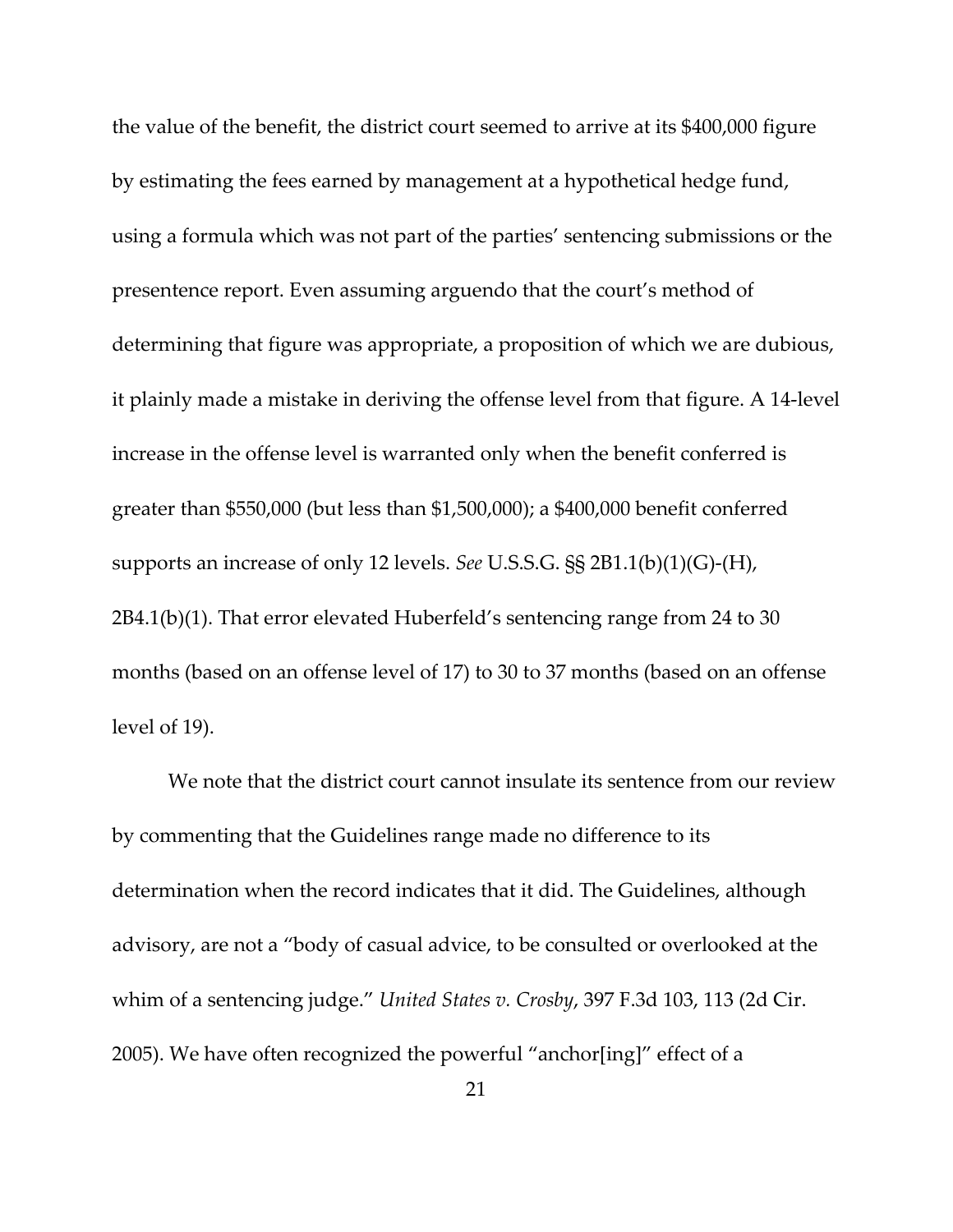the value of the benefit, the district court seemed to arrive at its $400,000 figure by estimating the fees earned by management at a hypothetical hedge fund, using a formula which was not part of the parties' sentencing submissions or the presentence report. Even assuming arguendo that the court's method of determining that figure was appropriate, a proposition of which we are dubious, it plainly made a mistake in deriving the offense level from that figure. A 14-level increase in the offense level is warranted only when the benefit conferred is greater than $550,000 (but less than $1,500,000); a $400,000 benefit conferred supports an increase of only 12 levels. *See* U.S.S.G. §§ 2B1.1(b)(1)(G)-(H), 2B4.1(b)(1). That error elevated Huberfeld's sentencing range from 24 to 30 months (based on an offense level of 17) to 30 to 37 months (based on an offense level of 19).

We note that the district court cannot insulate its sentence from our review by commenting that the Guidelines range made no difference to its determination when the record indicates that it did. The Guidelines, although advisory, are not a "body of casual advice, to be consulted or overlooked at the whim of a sentencing judge." *United States v. Crosby*, 397 F.3d 103, 113 (2d Cir. 2005). We have often recognized the powerful "anchor[ing]" effect of a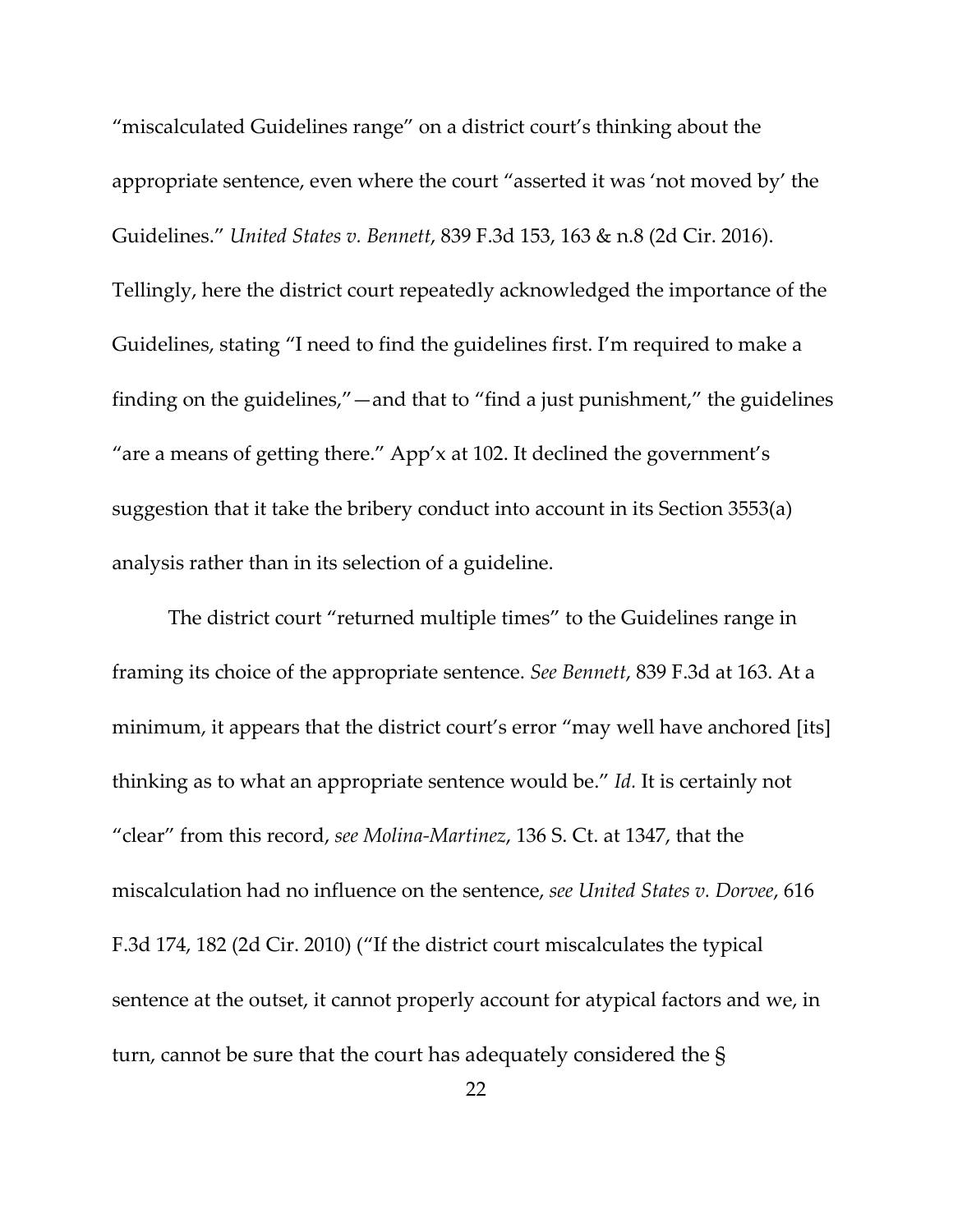"miscalculated Guidelines range" on a district court's thinking about the appropriate sentence, even where the court "asserted it was 'not moved by' the Guidelines." *United States v. Bennett*, 839 F.3d 153, 163 & n.8 (2d Cir. 2016). Tellingly, here the district court repeatedly acknowledged the importance of the Guidelines, stating "I need to find the guidelines first. I'm required to make a finding on the guidelines,"—and that to "find a just punishment," the guidelines "are a means of getting there." App'x at 102. It declined the government's suggestion that it take the bribery conduct into account in its Section 3553(a) analysis rather than in its selection of a guideline.

The district court "returned multiple times" to the Guidelines range in framing its choice of the appropriate sentence. *See Bennett*, 839 F.3d at 163. At a minimum, it appears that the district court's error "may well have anchored [its] thinking as to what an appropriate sentence would be." *Id.* It is certainly not "clear" from this record, *see Molina-Martinez*, 136 S. Ct. at 1347, that the miscalculation had no influence on the sentence, *see United States v. Dorvee*, 616 F.3d 174, 182 (2d Cir. 2010) ("If the district court miscalculates the typical sentence at the outset, it cannot properly account for atypical factors and we, in turn, cannot be sure that the court has adequately considered the §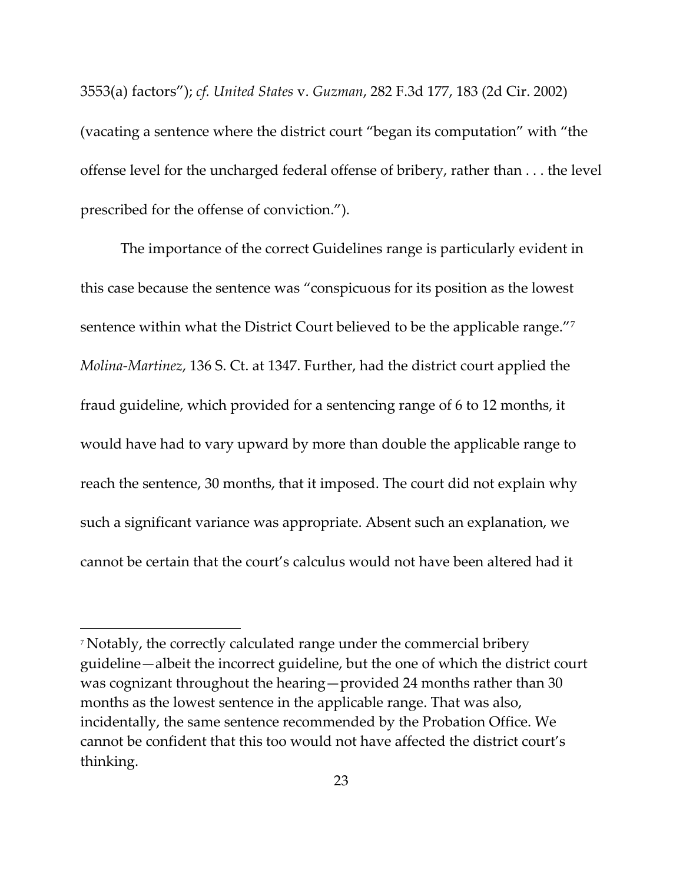3553(a) factors"); *cf. United States* v. *Guzman*, 282 F.3d 177, 183 (2d Cir. 2002) (vacating a sentence where the district court "began its computation" with "the offense level for the uncharged federal offense of bribery, rather than . . . the level prescribed for the offense of conviction.").

The importance of the correct Guidelines range is particularly evident in this case because the sentence was "conspicuous for its position as the lowest sentence within what the District Court believed to be the applicable range."[7] *Molina-Martinez*, 136 S. Ct. at 1347. Further, had the district court applied the fraud guideline, which provided for a sentencing range of 6 to 12 months, it would have had to vary upward by more than double the applicable range to reach the sentence, 30 months, that it imposed. The court did not explain why such a significant variance was appropriate. Absent such an explanation, we cannot be certain that the court's calculus would not have been altered had it

[7] Notably, the correctly calculated range under the commercial bribery guideline—albeit the incorrect guideline, but the one of which the district court was cognizant throughout the hearing—provided 24 months rather than 30 months as the lowest sentence in the applicable range. That was also, incidentally, the same sentence recommended by the Probation Office. We cannot be confident that this too would not have affected the district court's thinking.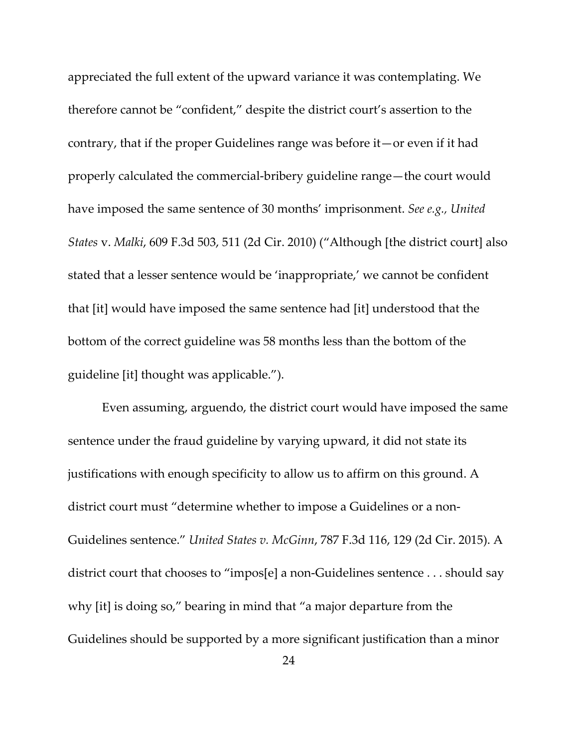appreciated the full extent of the upward variance it was contemplating. We therefore cannot be "confident," despite the district court's assertion to the contrary, that if the proper Guidelines range was before it—or even if it had properly calculated the commercial-bribery guideline range—the court would have imposed the same sentence of 30 months' imprisonment. *See e.g., United States* v. *Malki*, 609 F.3d 503, 511 (2d Cir. 2010) ("Although [the district court] also stated that a lesser sentence would be 'inappropriate,' we cannot be confident that [it] would have imposed the same sentence had [it] understood that the bottom of the correct guideline was 58 months less than the bottom of the guideline [it] thought was applicable.").

Even assuming, arguendo, the district court would have imposed the same sentence under the fraud guideline by varying upward, it did not state its justifications with enough specificity to allow us to affirm on this ground. A district court must "determine whether to impose a Guidelines or a non-Guidelines sentence." *United States v. McGinn*, 787 F.3d 116, 129 (2d Cir. 2015). A district court that chooses to "impos[e] a non-Guidelines sentence . . . should say why [it] is doing so," bearing in mind that "a major departure from the Guidelines should be supported by a more significant justification than a minor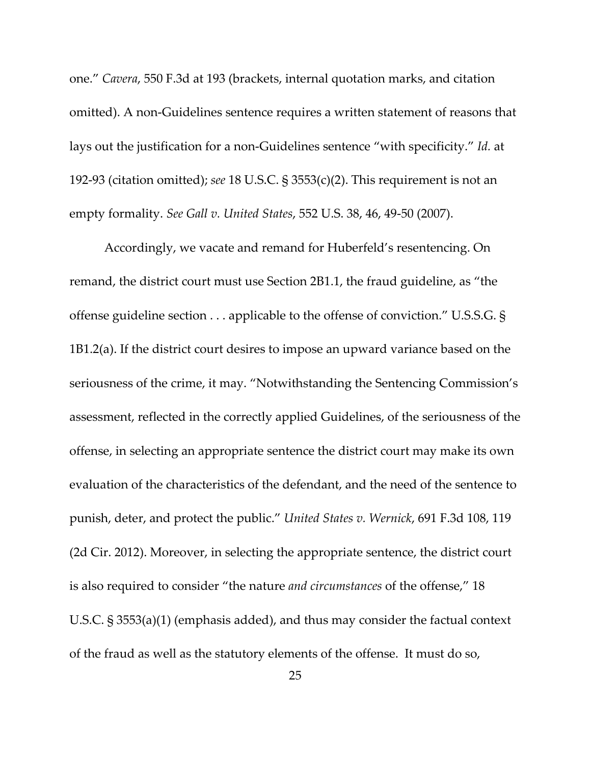one." *Cavera*, 550 F.3d at 193 (brackets, internal quotation marks, and citation omitted). A non-Guidelines sentence requires a written statement of reasons that lays out the justification for a non-Guidelines sentence "with specificity." *Id.* at 192-93 (citation omitted); *see* 18 U.S.C. § 3553(c)(2). This requirement is not an empty formality. *See Gall v. United States*, 552 U.S. 38, 46, 49-50 (2007).

Accordingly, we vacate and remand for Huberfeld's resentencing. On remand, the district court must use Section 2B1.1, the fraud guideline, as "the offense guideline section . . . applicable to the offense of conviction." U.S.S.G. § 1B1.2(a). If the district court desires to impose an upward variance based on the seriousness of the crime, it may. "Notwithstanding the Sentencing Commission's assessment, reflected in the correctly applied Guidelines, of the seriousness of the offense, in selecting an appropriate sentence the district court may make its own evaluation of the characteristics of the defendant, and the need of the sentence to punish, deter, and protect the public." *United States v. Wernick*, 691 F.3d 108, 119 (2d Cir. 2012). Moreover, in selecting the appropriate sentence, the district court is also required to consider "the nature *and circumstances* of the offense," 18 U.S.C. § 3553(a)(1) (emphasis added), and thus may consider the factual context of the fraud as well as the statutory elements of the offense. It must do so,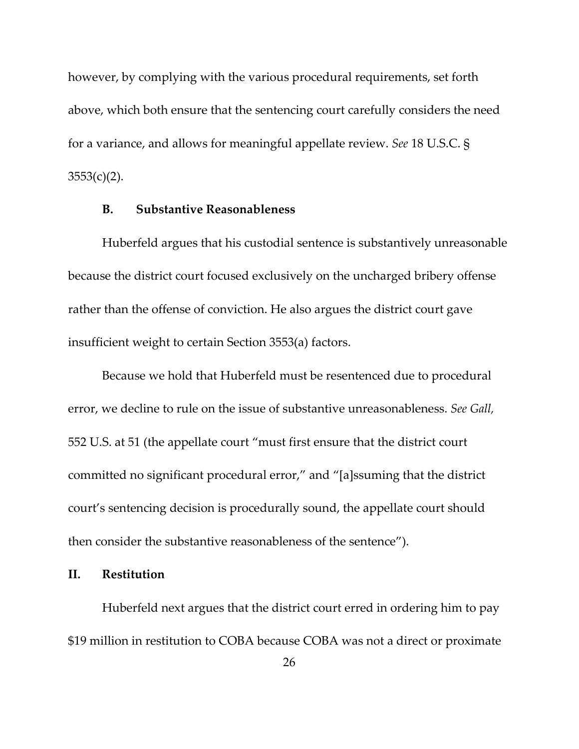however, by complying with the various procedural requirements, set forth above, which both ensure that the sentencing court carefully considers the need for a variance, and allows for meaningful appellate review. *See* 18 U.S.C. § 3553(c)(2).

### B. Substantive Reasonableness

Huberfeld argues that his custodial sentence is substantively unreasonable because the district court focused exclusively on the uncharged bribery offense rather than the offense of conviction. He also argues the district court gave insufficient weight to certain Section 3553(a) factors.

Because we hold that Huberfeld must be resentenced due to procedural error, we decline to rule on the issue of substantive unreasonableness. *See Gall,* 552 U.S. at 51 (the appellate court "must first ensure that the district court committed no significant procedural error," and "[a]ssuming that the district court's sentencing decision is procedurally sound, the appellate court should then consider the substantive reasonableness of the sentence").

## II. Restitution

Huberfeld next argues that the district court erred in ordering him to pay $19 million in restitution to COBA because COBA was not a direct or proximate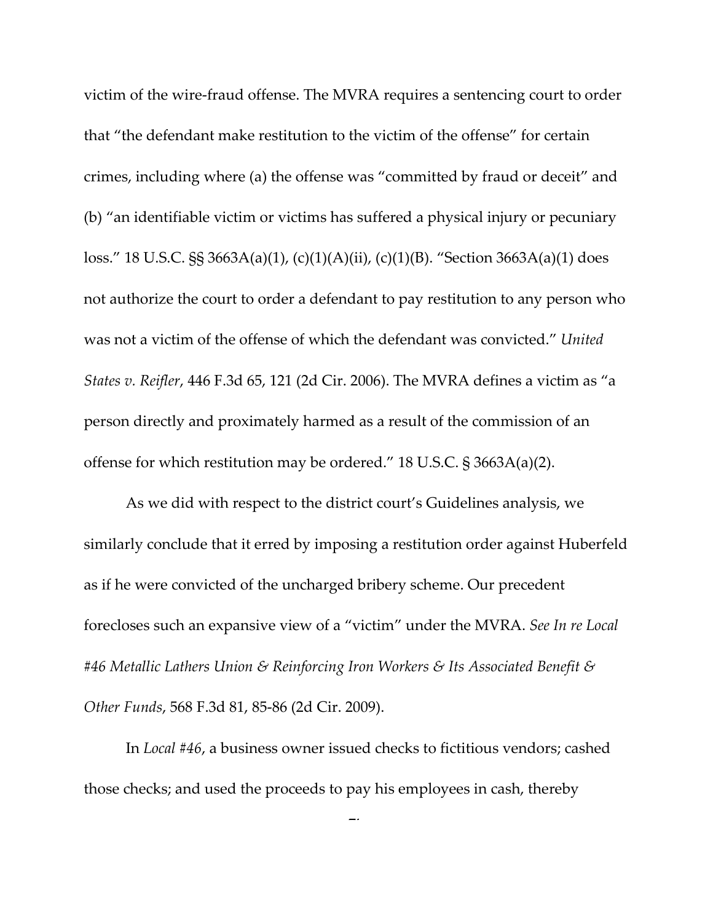victim of the wire-fraud offense. The MVRA requires a sentencing court to order that "the defendant make restitution to the victim of the offense" for certain crimes, including where (a) the offense was "committed by fraud or deceit" and (b) "an identifiable victim or victims has suffered a physical injury or pecuniary loss." 18 U.S.C. §§ 3663A(a)(1), (c)(1)(A)(ii), (c)(1)(B). "Section 3663A(a)(1) does not authorize the court to order a defendant to pay restitution to any person who was not a victim of the offense of which the defendant was convicted." *United States v. Reifler*, 446 F.3d 65, 121 (2d Cir. 2006). The MVRA defines a victim as "a person directly and proximately harmed as a result of the commission of an offense for which restitution may be ordered." 18 U.S.C. § 3663A(a)(2).

As we did with respect to the district court's Guidelines analysis, we similarly conclude that it erred by imposing a restitution order against Huberfeld as if he were convicted of the uncharged bribery scheme. Our precedent forecloses such an expansive view of a "victim" under the MVRA. *See In re Local #46 Metallic Lathers Union & Reinforcing Iron Workers & Its Associated Benefit & Other Funds*, 568 F.3d 81, 85-86 (2d Cir. 2009).

In *Local #46*, a business owner issued checks to fictitious vendors; cashed those checks; and used the proceeds to pay his employees in cash, thereby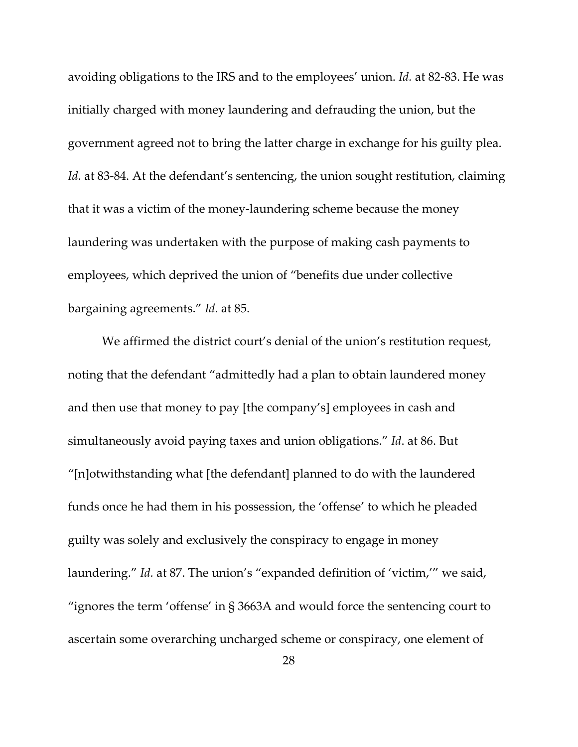avoiding obligations to the IRS and to the employees' union. *Id.* at 82-83. He was initially charged with money laundering and defrauding the union, but the government agreed not to bring the latter charge in exchange for his guilty plea. *Id.* at 83-84. At the defendant's sentencing, the union sought restitution, claiming that it was a victim of the money-laundering scheme because the money laundering was undertaken with the purpose of making cash payments to employees, which deprived the union of "benefits due under collective bargaining agreements." *Id.* at 85.

We affirmed the district court's denial of the union's restitution request, noting that the defendant "admittedly had a plan to obtain laundered money and then use that money to pay [the company's] employees in cash and simultaneously avoid paying taxes and union obligations." *Id*. at 86. But "[n]otwithstanding what [the defendant] planned to do with the laundered funds once he had them in his possession, the 'offense' to which he pleaded guilty was solely and exclusively the conspiracy to engage in money laundering." *Id.* at 87. The union's "expanded definition of 'victim,'" we said, "ignores the term 'offense' in § 3663A and would force the sentencing court to ascertain some overarching uncharged scheme or conspiracy, one element of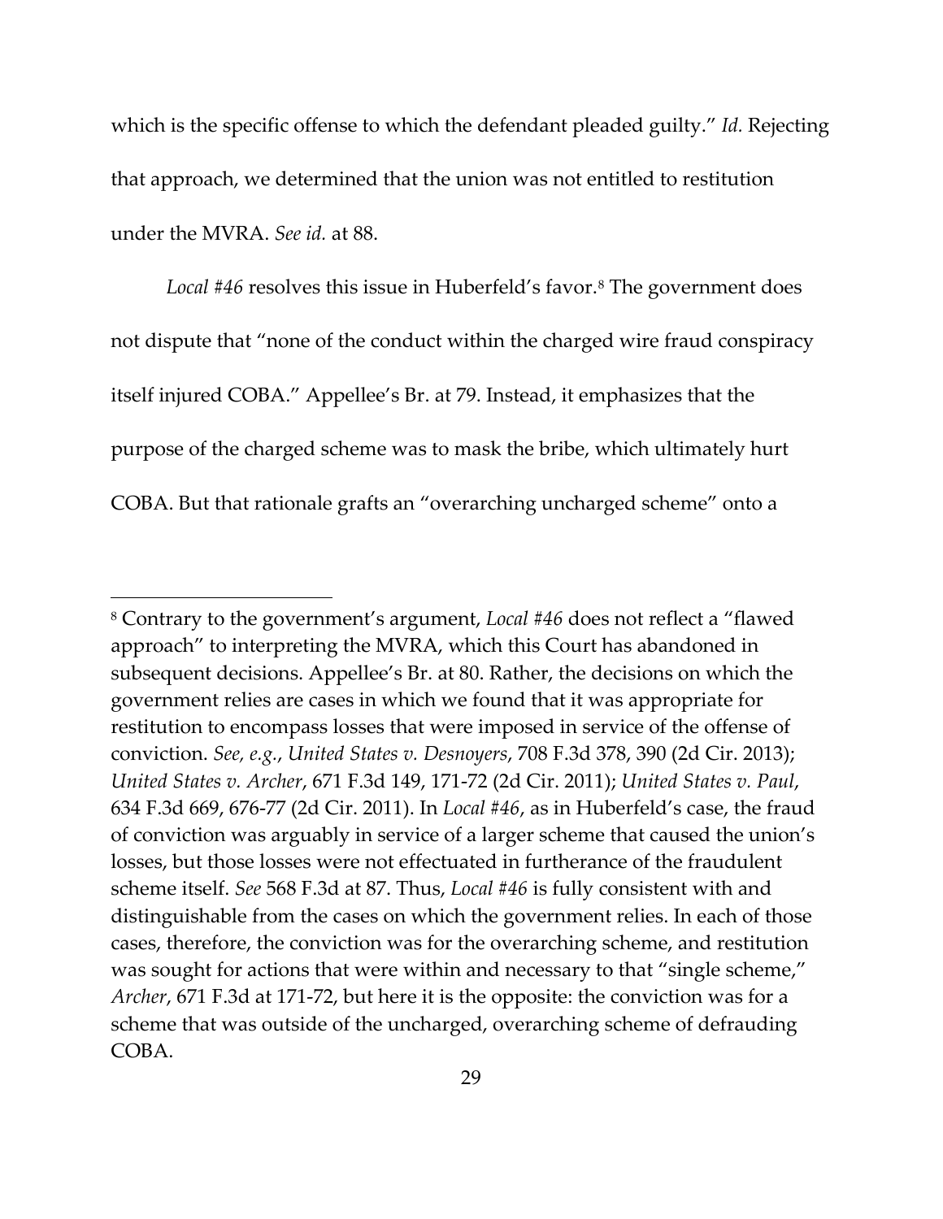which is the specific offense to which the defendant pleaded guilty." *Id.* Rejecting that approach, we determined that the union was not entitled to restitution under the MVRA. *See id.* at 88.

*Local #46* resolves this issue in Huberfeld's favor.[8] The government does not dispute that "none of the conduct within the charged wire fraud conspiracy itself injured COBA." Appellee's Br. at 79. Instead, it emphasizes that the purpose of the charged scheme was to mask the bribe, which ultimately hurt COBA. But that rationale grafts an "overarching uncharged scheme" onto a

---

[8] Contrary to the government's argument, *Local #46* does not reflect a "flawed approach" to interpreting the MVRA, which this Court has abandoned in subsequent decisions. Appellee's Br. at 80. Rather, the decisions on which the government relies are cases in which we found that it was appropriate for restitution to encompass losses that were imposed in service of the offense of conviction. *See, e.g.*, *United States v. Desnoyers*, 708 F.3d 378, 390 (2d Cir. 2013); *United States v. Archer*, 671 F.3d 149, 171-72 (2d Cir. 2011); *United States v. Paul*, 634 F.3d 669, 676-77 (2d Cir. 2011). In *Local #46*, as in Huberfeld's case, the fraud of conviction was arguably in service of a larger scheme that caused the union's losses, but those losses were not effectuated in furtherance of the fraudulent scheme itself. *See* 568 F.3d at 87. Thus, *Local #46* is fully consistent with and distinguishable from the cases on which the government relies. In each of those cases, therefore, the conviction was for the overarching scheme, and restitution was sought for actions that were within and necessary to that "single scheme," *Archer*, 671 F.3d at 171-72, but here it is the opposite: the conviction was for a scheme that was outside of the uncharged, overarching scheme of defrauding COBA.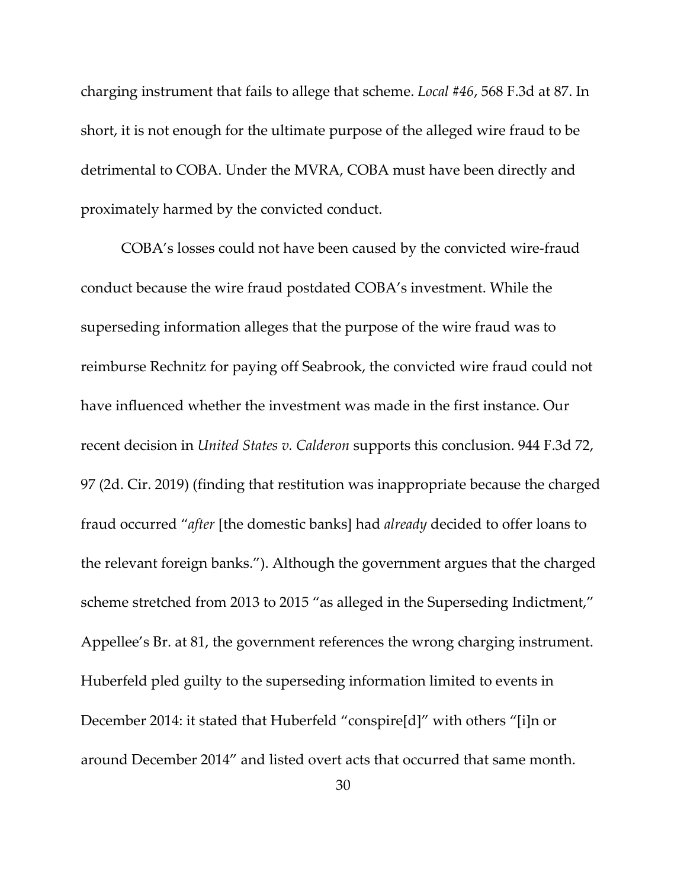charging instrument that fails to allege that scheme. *Local #46*, 568 F.3d at 87. In short, it is not enough for the ultimate purpose of the alleged wire fraud to be detrimental to COBA. Under the MVRA, COBA must have been directly and proximately harmed by the convicted conduct.

COBA's losses could not have been caused by the convicted wire-fraud conduct because the wire fraud postdated COBA's investment. While the superseding information alleges that the purpose of the wire fraud was to reimburse Rechnitz for paying off Seabrook, the convicted wire fraud could not have influenced whether the investment was made in the first instance. Our recent decision in *United States v. Calderon* supports this conclusion. 944 F.3d 72, 97 (2d. Cir. 2019) (finding that restitution was inappropriate because the charged fraud occurred "*after* [the domestic banks] had *already* decided to offer loans to the relevant foreign banks."). Although the government argues that the charged scheme stretched from 2013 to 2015 "as alleged in the Superseding Indictment," Appellee's Br. at 81, the government references the wrong charging instrument. Huberfeld pled guilty to the superseding information limited to events in December 2014: it stated that Huberfeld "conspire[d]" with others "[i]n or around December 2014" and listed overt acts that occurred that same month.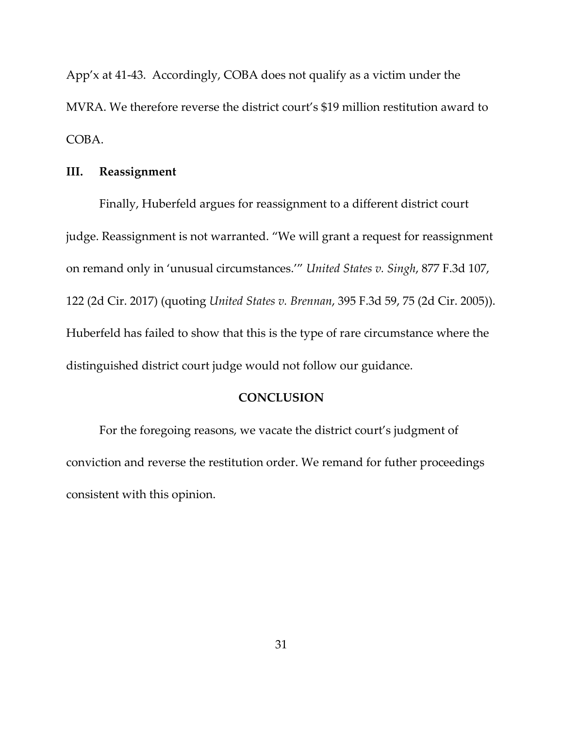App'x at 41-43. Accordingly, COBA does not qualify as a victim under the MVRA. We therefore reverse the district court's $19 million restitution award to COBA.

## III. Reassignment

Finally, Huberfeld argues for reassignment to a different district court judge. Reassignment is not warranted. "We will grant a request for reassignment on remand only in 'unusual circumstances.'" *United States v. Singh*, 877 F.3d 107, 122 (2d Cir. 2017) (quoting *United States v. Brennan*, 395 F.3d 59, 75 (2d Cir. 2005)). Huberfeld has failed to show that this is the type of rare circumstance where the distinguished district court judge would not follow our guidance.

## CONCLUSION

For the foregoing reasons, we vacate the district court's judgment of conviction and reverse the restitution order. We remand for futher proceedings consistent with this opinion.